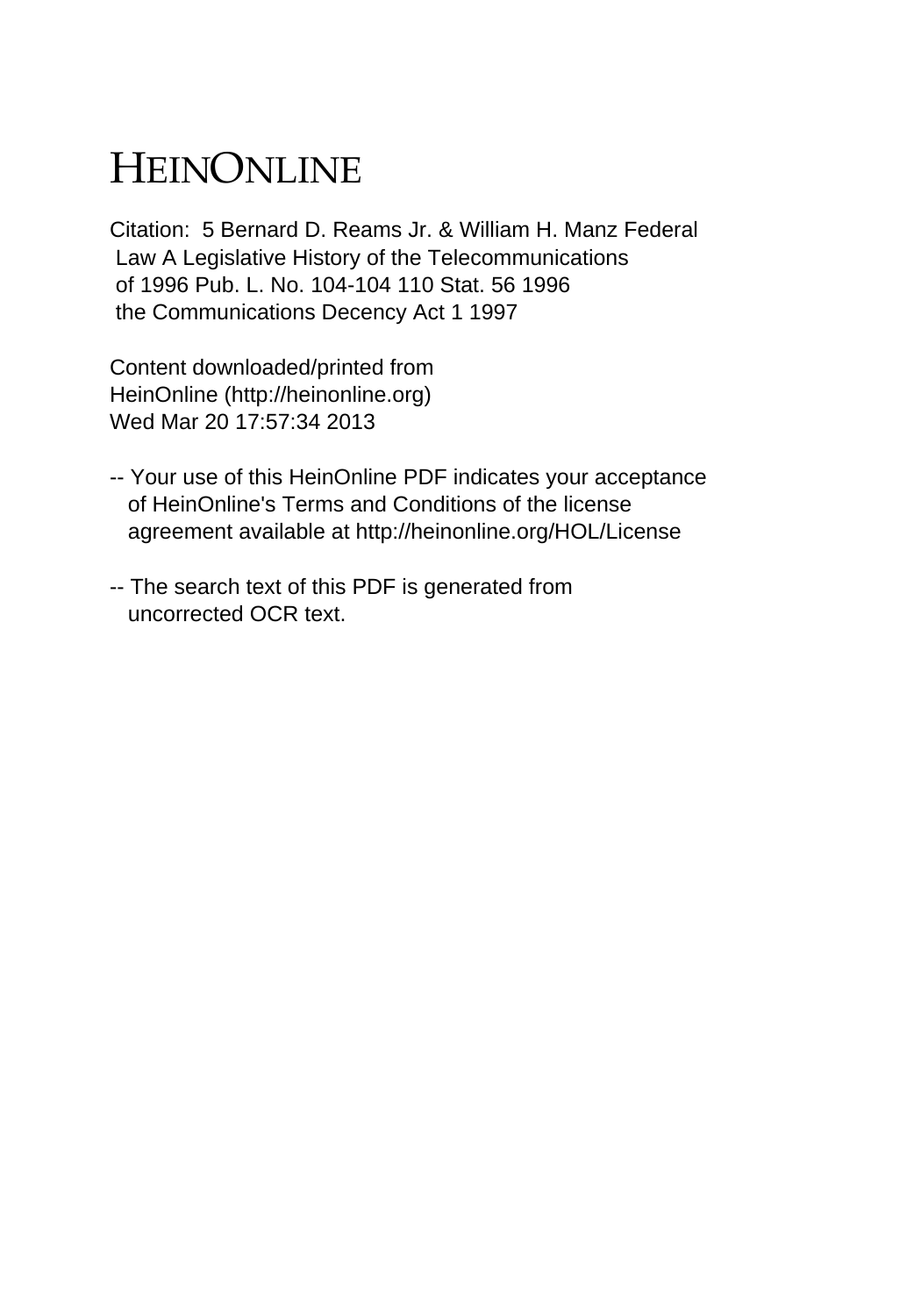# HEINONLINE

Citation: 5 Bernard D. Reams Jr. & William H. Manz Federal Law A Legislative History of the Telecommunications of 1996 Pub. L. No. 104-104 110 Stat. 56 1996 the Communications Decency Act 1 1997

Content downloaded/printed from HeinOnline (http://heinonline.org) Wed Mar 20 17:57:34 2013

-- Your use of this HeinOnline PDF indicates your acceptance of HeinOnline's Terms and Conditions of the license agreement available at http://heinonline.org/HOL/License

-- The search text of this PDF is generated from uncorrected OCR text.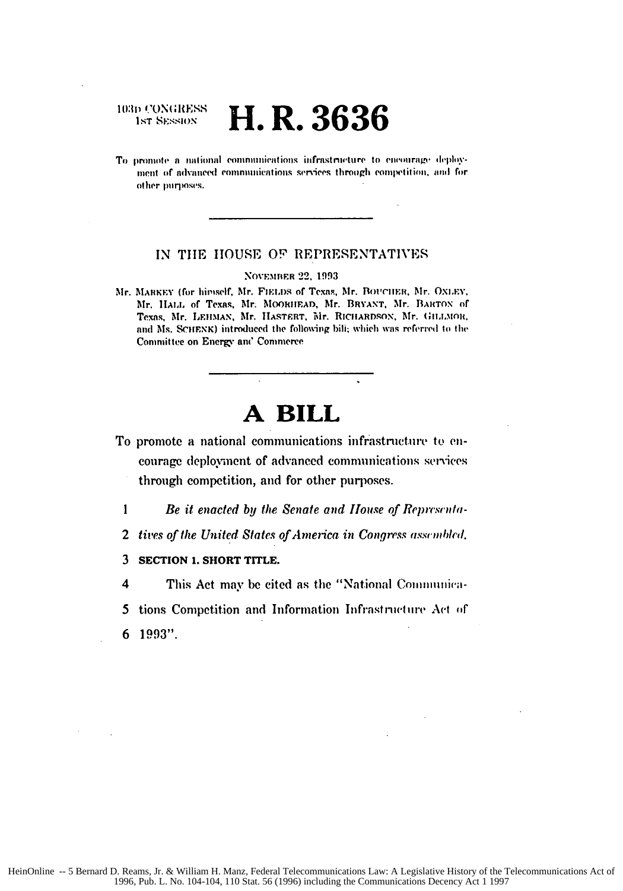103D CONGRESS
1ST SESSION

# H. R. 3636

To promote a national communications infrastructure to encourage deployment of advanced communications services through competition, and for other purposes.

---

IN THE HOUSE OF REPRESENTATIVES

NOVEMBER 22, 1993

Mr. MARKEY (for himself, Mr. FIELDS of Texas, Mr. BOUCHER, Mr. OXLEY, Mr. HALL of Texas, Mr. MOORHEAD, Mr. BRYANT, Mr. BARTON of Texas, Mr. LEHMAN, Mr. HASTERT, Mr. RICHARDSON, Mr. GILLMOR, and Ms. SCHENK) introduced the following bill; which was referred to the Committee on Energy and Commerce

---

# A BILL

To promote a national communications infrastructure to encourage deployment of advanced communications services through competition, and for other purposes.

1 *Be it enacted by the Senate and House of Representa-*
2 *tives of the United States of America in Congress assembled,*
3 **SECTION 1. SHORT TITLE.**
4 This Act may be cited as the "National Communica-
5 tions Competition and Information Infrastructure Act of
6 1993".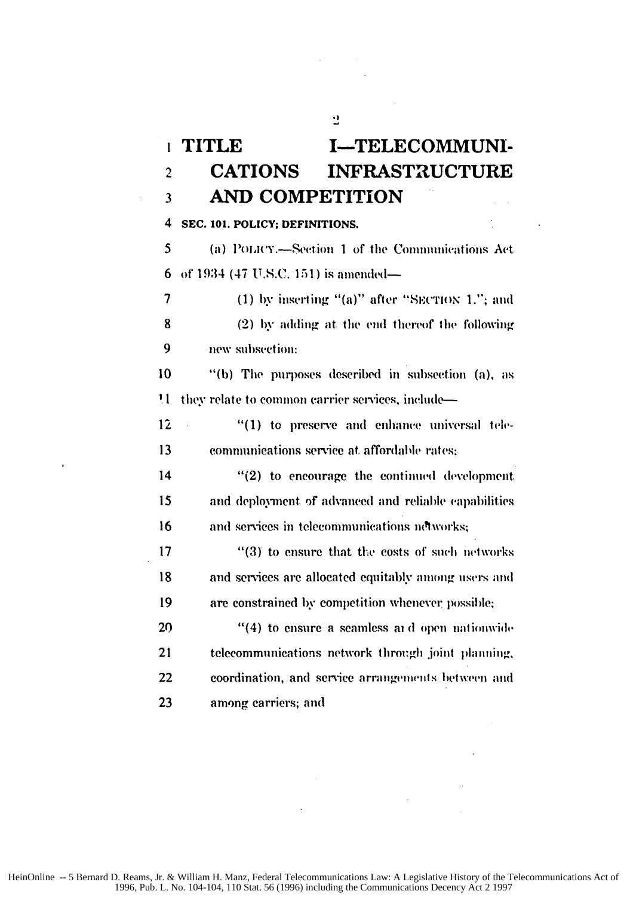# TITLE I—TELECOMMUNICATIONS INFRASTRUCTURE AND COMPETITION

**SEC. 101. POLICY; DEFINITIONS.**

(a) POLICY.—Section 1 of the Communications Act of 1934 (47 U.S.C. 151) is amended—

(1) by inserting "(a)" after "SECTION 1."; and

(2) by adding at the end thereof the following new subsection:

"(b) The purposes described in subsection (a), as they relate to common carrier services, include—

"(1) to preserve and enhance universal telecommunications service at affordable rates;

"(2) to encourage the continued development and deployment of advanced and reliable capabilities and services in telecommunications networks;

"(3) to ensure that the costs of such networks and services are allocated equitably among users and are constrained by competition whenever possible;

"(4) to ensure a seamless and open nationwide telecommunications network through joint planning, coordination, and service arrangements between and among carriers; and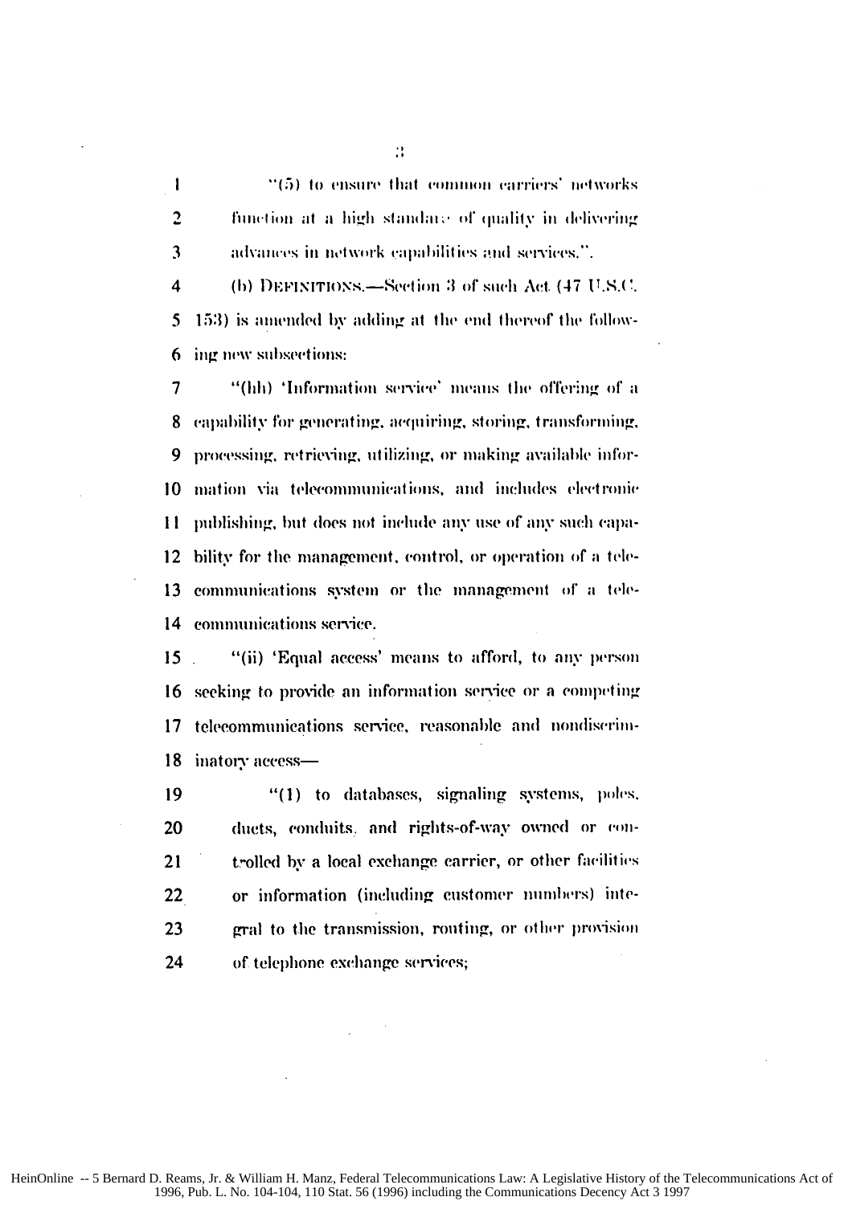"(5) to ensure that common carriers' networks function at a high standard of quality in delivering advances in network capabilities and services.".

(b) DEFINITIONS.—Section 3 of such Act (47 U.S.C. 153) is amended by adding at the end thereof the following new subsections:

"(hh) 'Information service' means the offering of a capability for generating, acquiring, storing, transforming, processing, retrieving, utilizing, or making available information via telecommunications, and includes electronic publishing, but does not include any use of any such capability for the management, control, or operation of a telecommunications system or the management of a telecommunications service.

"(ii) 'Equal access' means to afford, to any person seeking to provide an information service or a competing telecommunications service, reasonable and nondiscriminatory access—

"(1) to databases, signaling systems, poles, ducts, conduits, and rights-of-way owned or controlled by a local exchange carrier, or other facilities or information (including customer numbers) integral to the transmission, routing, or other provision of telephone exchange services;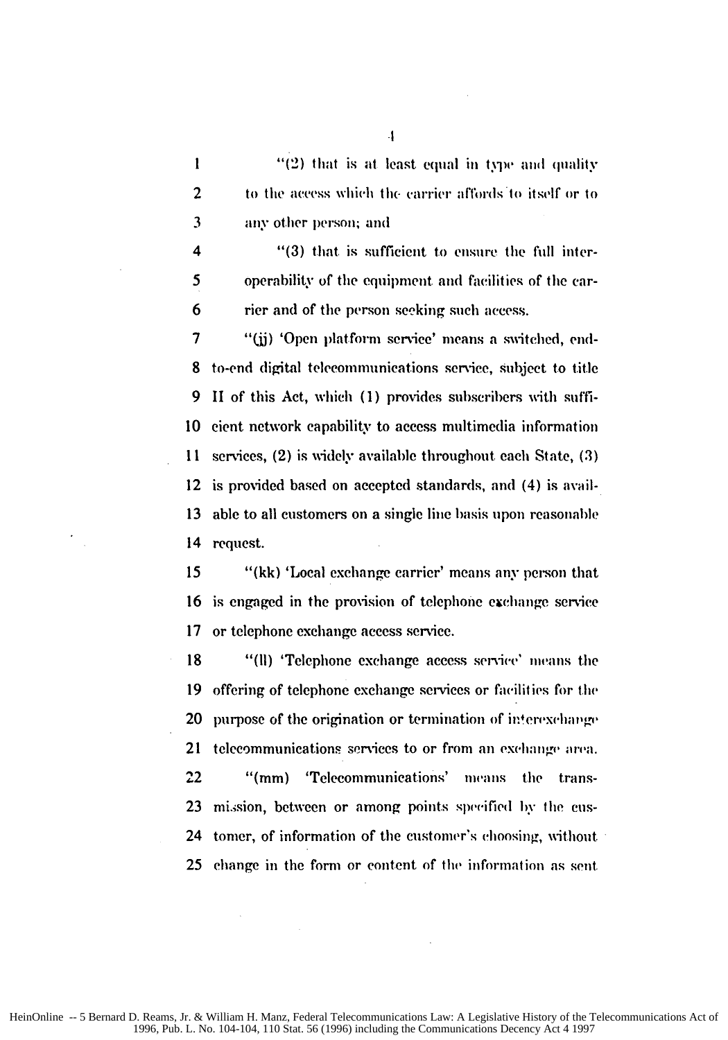"(2) that is at least equal in type and quality to the access which the carrier affords to itself or to any other person; and

"(3) that is sufficient to ensure the full interoperability of the equipment and facilities of the carrier and of the person seeking such access.

"(jj) 'Open platform service' means a switched, end-to-end digital telecommunications service, subject to title II of this Act, which (1) provides subscribers with sufficient network capability to access multimedia information services, (2) is widely available throughout each State, (3) is provided based on accepted standards, and (4) is available to all customers on a single line basis upon reasonable request.

"(kk) 'Local exchange carrier' means any person that is engaged in the provision of telephone exchange service or telephone exchange access service.

"(ll) 'Telephone exchange access service' means the offering of telephone exchange services or facilities for the purpose of the origination or termination of interexchange telecommunications services to or from an exchange area.

"(mm) 'Telecommunications' means the transmission, between or among points specified by the customer, of information of the customer's choosing, without change in the form or content of the information as sent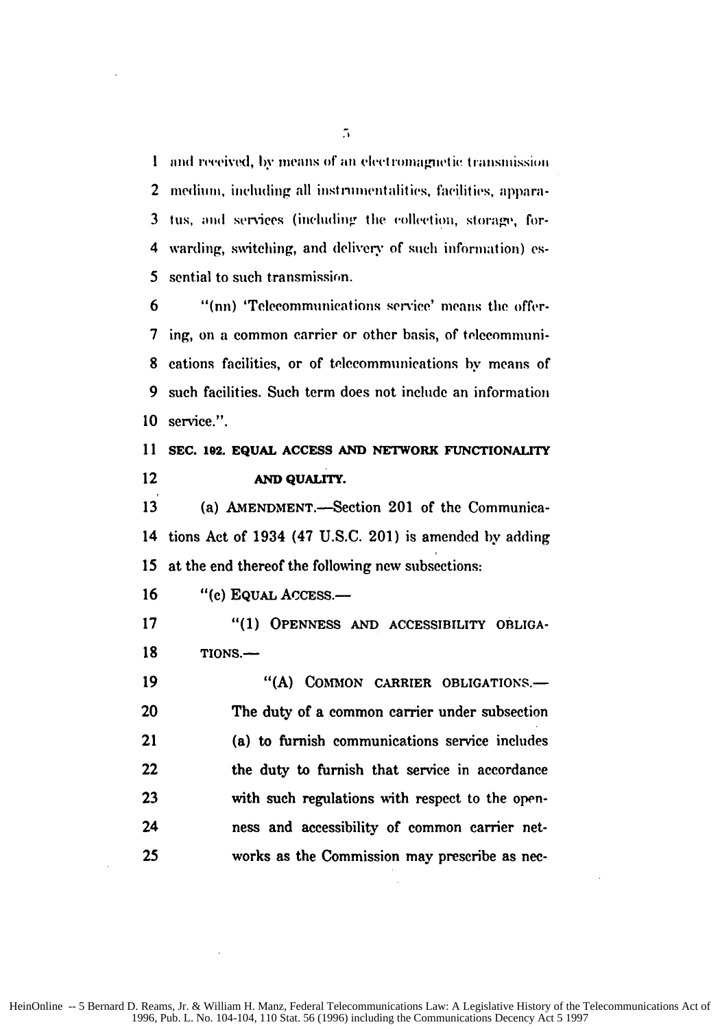1 and received, by means of an electromagnetic transmission
2 medium, including all instrumentalities, facilities, appara-
3 tus, and services (including the collection, storage, for-
4 warding, switching, and delivery of such information) es-
5 sential to such transmission.

6 "(nn) 'Telecommunications service' means the offer-
7 ing, on a common carrier or other basis, of telecommuni-
8 cations facilities, or of telecommunications by means of
9 such facilities. Such term does not include an information
10 service.".

11 **SEC. 102. EQUAL ACCESS AND NETWORK FUNCTIONALITY**
12 **AND QUALITY.**

13 (a) AMENDMENT.—Section 201 of the Communica-
14 tions Act of 1934 (47 U.S.C. 201) is amended by adding
15 at the end thereof the following new subsections:

16 "(c) EQUAL ACCESS.—

17 "(1) OPENNESS AND ACCESSIBILITY OBLIGA-
18 TIONS.—

19 "(A) COMMON CARRIER OBLIGATIONS.—
20 The duty of a common carrier under subsection
21 (a) to furnish communications service includes
22 the duty to furnish that service in accordance
23 with such regulations with respect to the open-
24 ness and accessibility of common carrier net-
25 works as the Commission may prescribe as nec-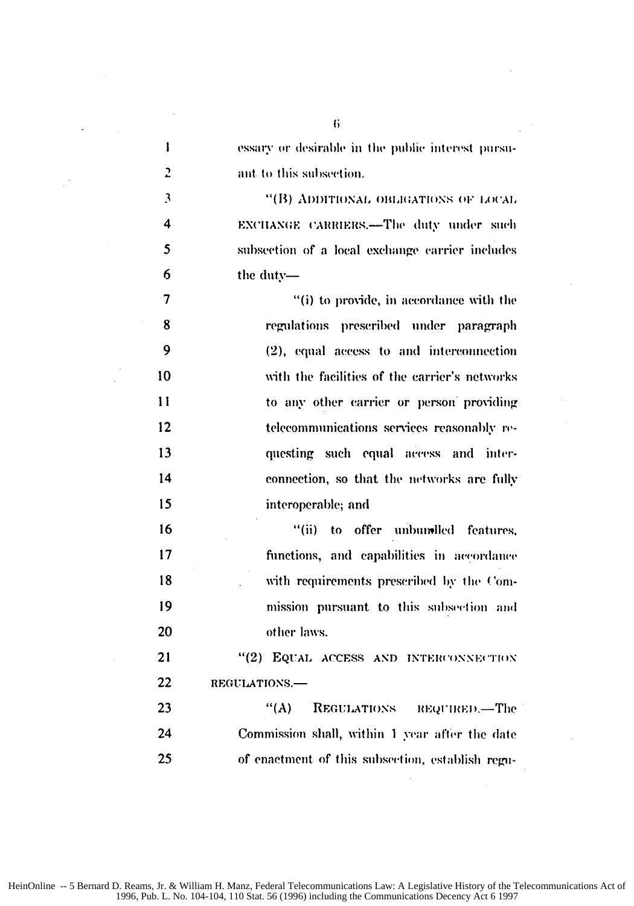essary or desirable in the public interest pursuant to this subsection.

"(B) ADDITIONAL OBLIGATIONS OF LOCAL EXCHANGE CARRIERS.—The duty under such subsection of a local exchange carrier includes the duty—

"(i) to provide, in accordance with the regulations prescribed under paragraph (2), equal access to and interconnection with the facilities of the carrier's networks to any other carrier or person providing telecommunications services reasonably requesting such equal access and interconnection, so that the networks are fully interoperable; and

"(ii) to offer unbundled features, functions, and capabilities in accordance with requirements prescribed by the Commission pursuant to this subsection and other laws.

"(2) EQUAL ACCESS AND INTERCONNECTION REGULATIONS.—

"(A) REGULATIONS REQUIRED.—The Commission shall, within 1 year after the date of enactment of this subsection, establish regu-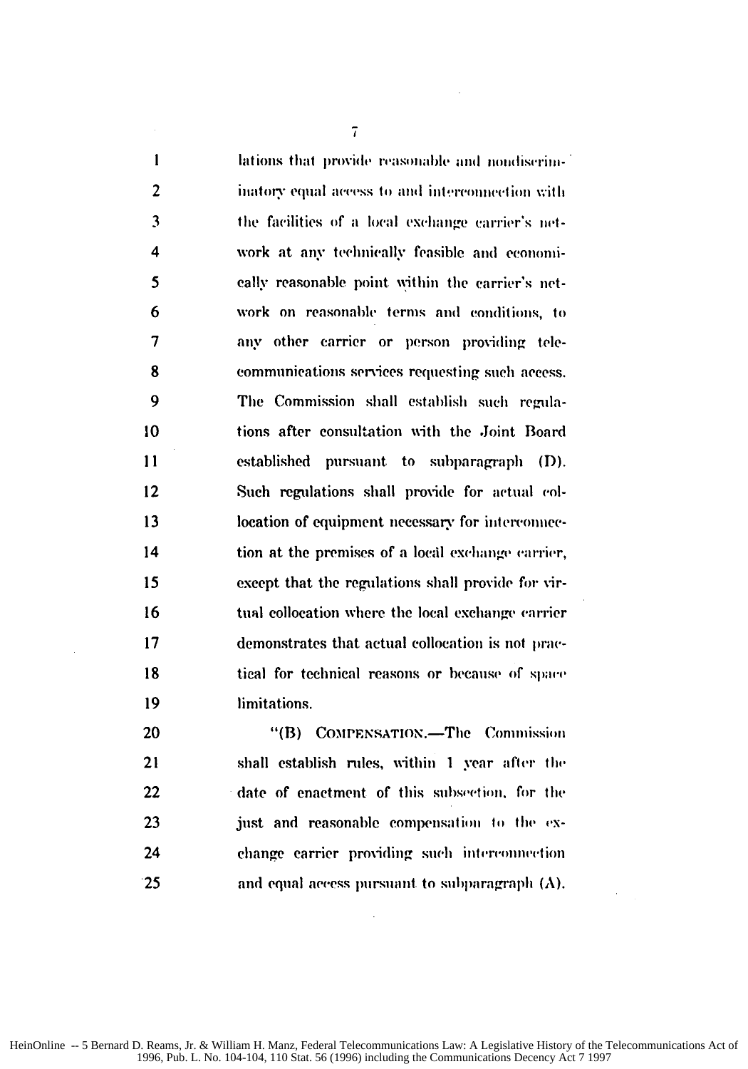lations that provide reasonable and nondiscriminatory equal access to and interconnection with the facilities of a local exchange carrier's network at any technically feasible and economically reasonable point within the carrier's network on reasonable terms and conditions, to any other carrier or person providing telecommunications services requesting such access. The Commission shall establish such regulations after consultation with the Joint Board established pursuant to subparagraph (D). Such regulations shall provide for actual collocation of equipment necessary for interconnection at the premises of a local exchange carrier, except that the regulations shall provide for virtual collocation where the local exchange carrier demonstrates that actual collocation is not practical for technical reasons or because of space limitations.

"(B) COMPENSATION.—The Commission shall establish rules, within 1 year after the date of enactment of this subsection, for the just and reasonable compensation to the exchange carrier providing such interconnection and equal access pursuant to subparagraph (A).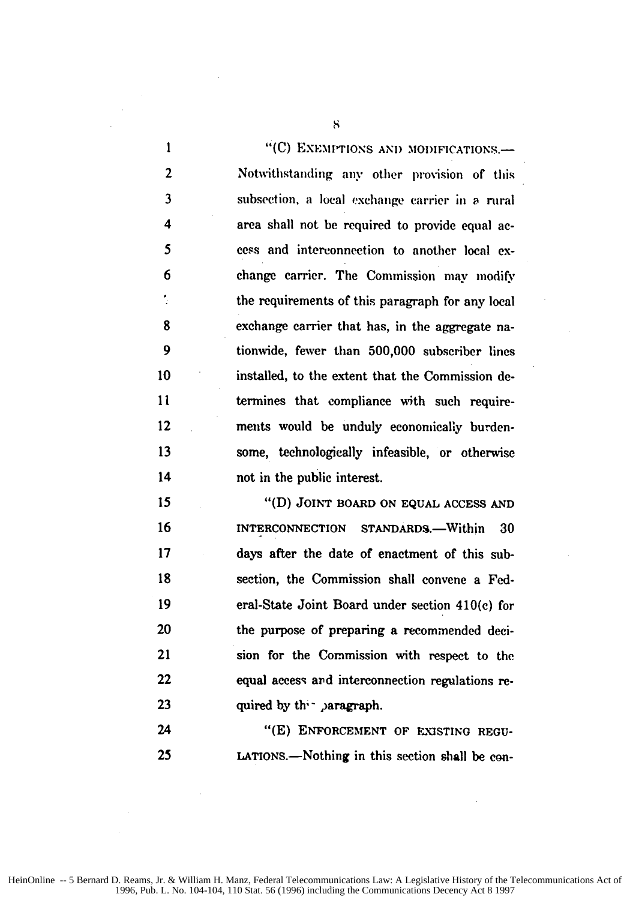"(C) EXEMPTIONS AND MODIFICATIONS.—Notwithstanding any other provision of this subsection, a local exchange carrier in a rural area shall not be required to provide equal access and interconnection to another local exchange carrier. The Commission may modify the requirements of this paragraph for any local exchange carrier that has, in the aggregate nationwide, fewer than 500,000 subscriber lines installed, to the extent that the Commission determines that compliance with such requirements would be unduly economically burdensome, technologically infeasible, or otherwise not in the public interest.

"(D) JOINT BOARD ON EQUAL ACCESS AND INTERCONNECTION STANDARDS.—Within 30 days after the date of enactment of this subsection, the Commission shall convene a Federal-State Joint Board under section 410(c) for the purpose of preparing a recommended decision for the Commission with respect to the equal access and interconnection regulations required by this paragraph.

"(E) ENFORCEMENT OF EXISTING REGULATIONS.—Nothing in this section shall be con-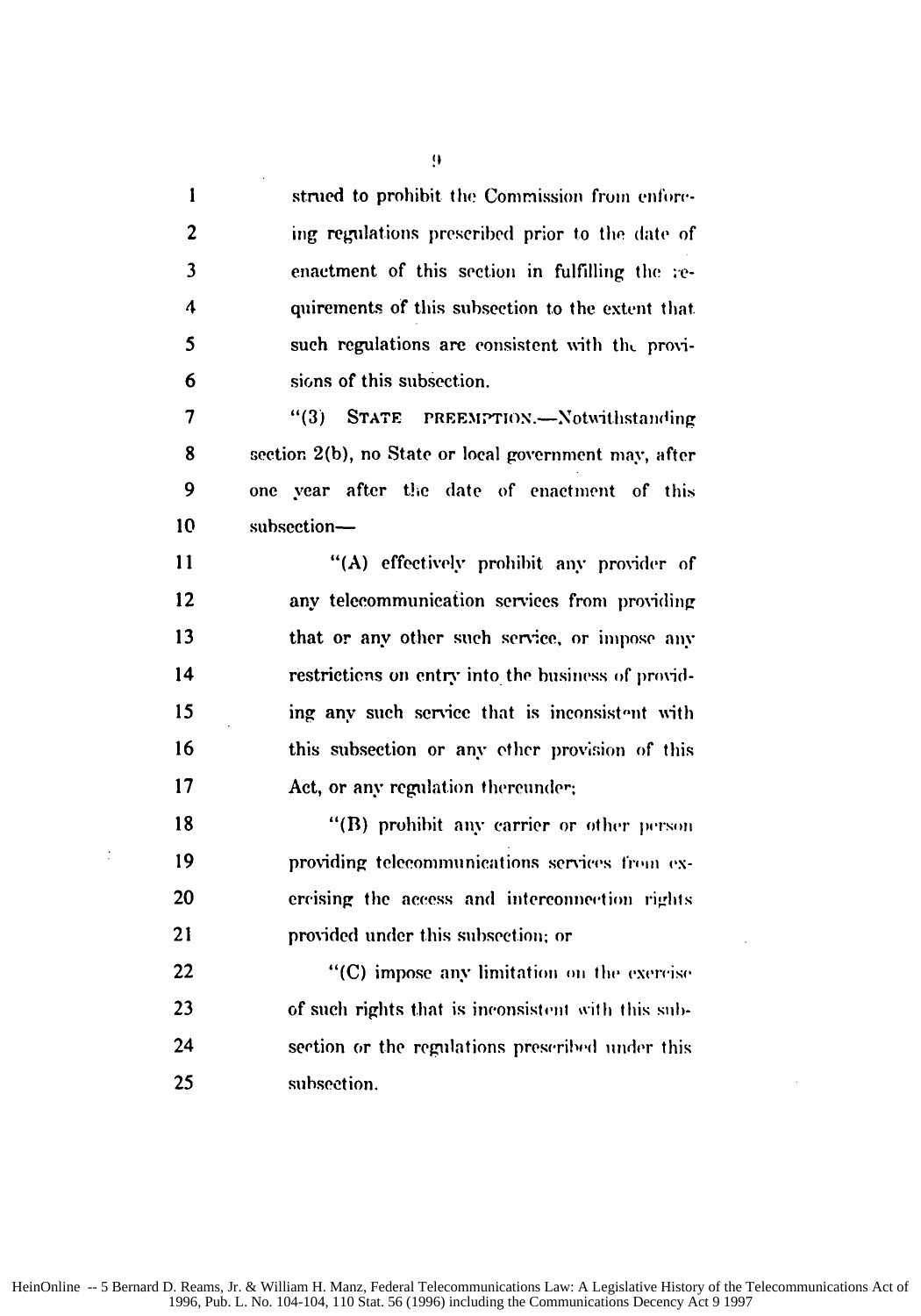strued to prohibit the Commission from enforcing regulations prescribed prior to the date of enactment of this section in fulfilling the requirements of this subsection to the extent that such regulations are consistent with the provisions of this subsection.

"(3) STATE PREEMPTION.—Notwithstanding section 2(b), no State or local government may, after one year after the date of enactment of this subsection—

"(A) effectively prohibit any provider of any telecommunication services from providing that or any other such service, or impose any restrictions on entry into the business of providing any such service that is inconsistent with this subsection or any other provision of this Act, or any regulation thereunder;

"(B) prohibit any carrier or other person providing telecommunications services from exercising the access and interconnection rights provided under this subsection; or

"(C) impose any limitation on the exercise of such rights that is inconsistent with this subsection or the regulations prescribed under this subsection.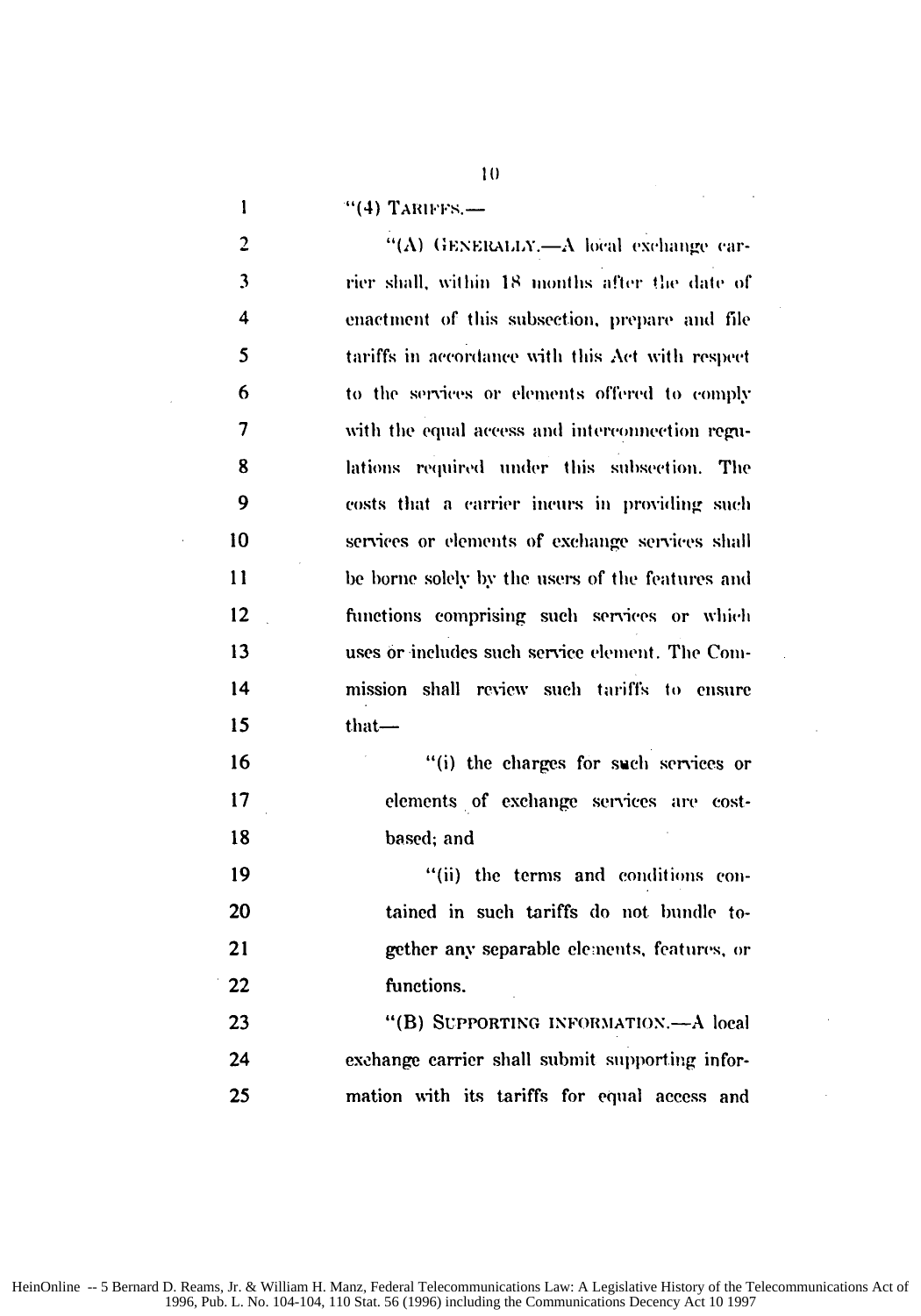"(4) TARIFFS.—

"(A) GENERALLY.—A local exchange carrier shall, within 18 months after the date of enactment of this subsection, prepare and file tariffs in accordance with this Act with respect to the services or elements offered to comply with the equal access and interconnection regulations required under this subsection. The costs that a carrier incurs in providing such services or elements of exchange services shall be borne solely by the users of the features and functions comprising such services or which uses or includes such service element. The Commission shall review such tariffs to ensure that—

"(i) the charges for such services or elements of exchange services are cost-based; and

"(ii) the terms and conditions contained in such tariffs do not bundle together any separable elements, features, or functions.

"(B) SUPPORTING INFORMATION.—A local exchange carrier shall submit supporting information with its tariffs for equal access and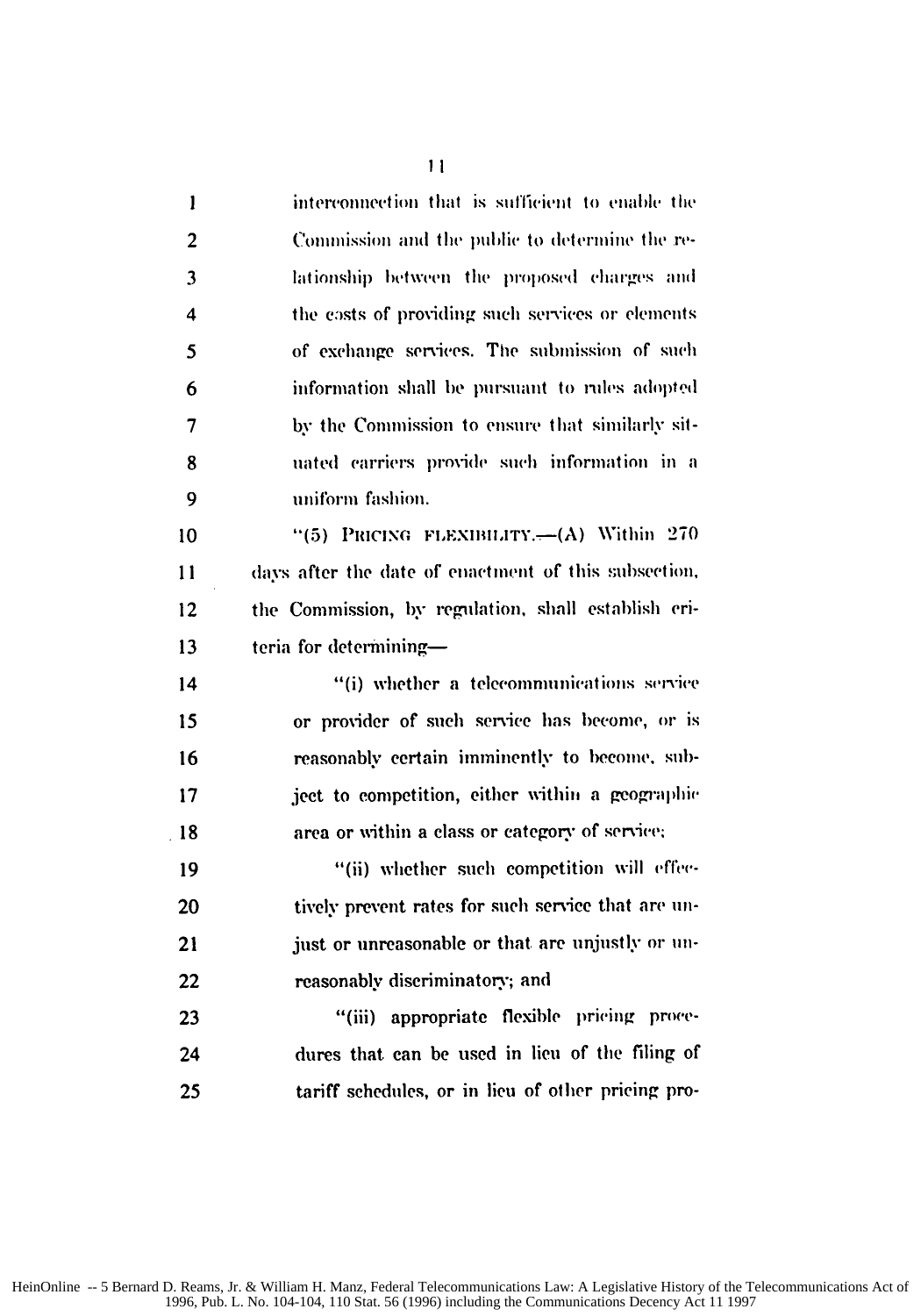interconnection that is sufficient to enable the Commission and the public to determine the relationship between the proposed charges and the costs of providing such services or elements of exchange services. The submission of such information shall be pursuant to rules adopted by the Commission to ensure that similarly situated carriers provide such information in a uniform fashion.

"(5) PRICING FLEXIBILITY.—(A) Within 270 days after the date of enactment of this subsection, the Commission, by regulation, shall establish criteria for determining—

"(i) whether a telecommunications service or provider of such service has become, or is reasonably certain imminently to become, subject to competition, either within a geographic area or within a class or category of service;

"(ii) whether such competition will effectively prevent rates for such service that are unjust or unreasonable or that are unjustly or unreasonably discriminatory; and

"(iii) appropriate flexible pricing procedures that can be used in lieu of the filing of tariff schedules, or in lieu of other pricing pro-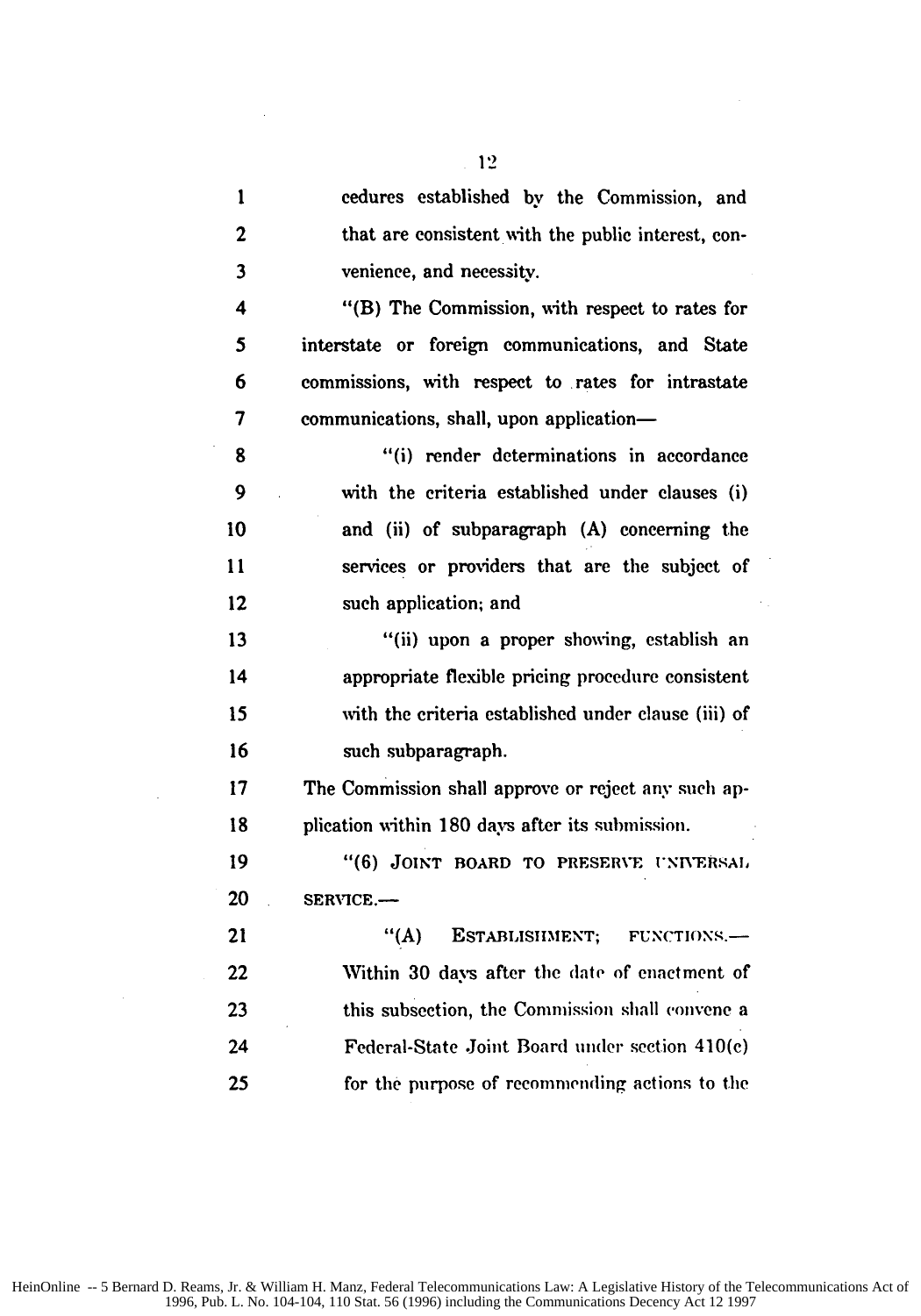cedures established by the Commission, and that are consistent with the public interest, convenience, and necessity.

"(B) The Commission, with respect to rates for interstate or foreign communications, and State commissions, with respect to rates for intrastate communications, shall, upon application—

"(i) render determinations in accordance with the criteria established under clauses (i) and (ii) of subparagraph (A) concerning the services or providers that are the subject of such application; and

"(ii) upon a proper showing, establish an appropriate flexible pricing procedure consistent with the criteria established under clause (iii) of such subparagraph.

The Commission shall approve or reject any such application within 180 days after its submission.

"(6) JOINT BOARD TO PRESERVE UNIVERSAL SERVICE.—

"(A) ESTABLISHMENT; FUNCTIONS.—Within 30 days after the date of enactment of this subsection, the Commission shall convene a Federal-State Joint Board under section 410(c) for the purpose of recommending actions to the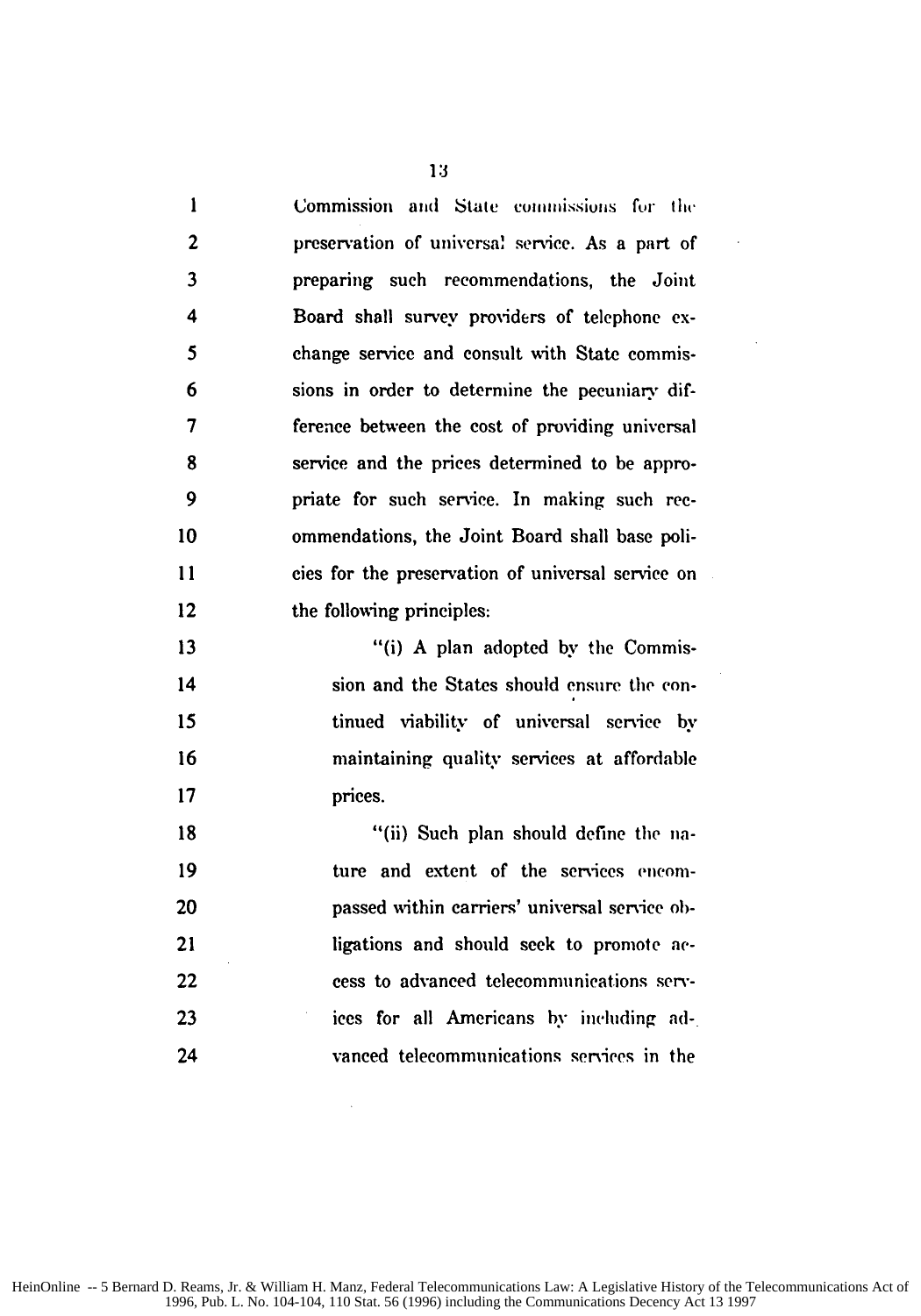Commission and State commissions for the preservation of universal service. As a part of preparing such recommendations, the Joint Board shall survey providers of telephone exchange service and consult with State commissions in order to determine the pecuniary difference between the cost of providing universal service and the prices determined to be appropriate for such service. In making such recommendations, the Joint Board shall base policies for the preservation of universal service on the following principles:

"(i) A plan adopted by the Commission and the States should ensure the continued viability of universal service by maintaining quality services at affordable prices.

"(ii) Such plan should define the nature and extent of the services encompassed within carriers' universal service obligations and should seek to promote access to advanced telecommunications services for all Americans by including advanced telecommunications services in the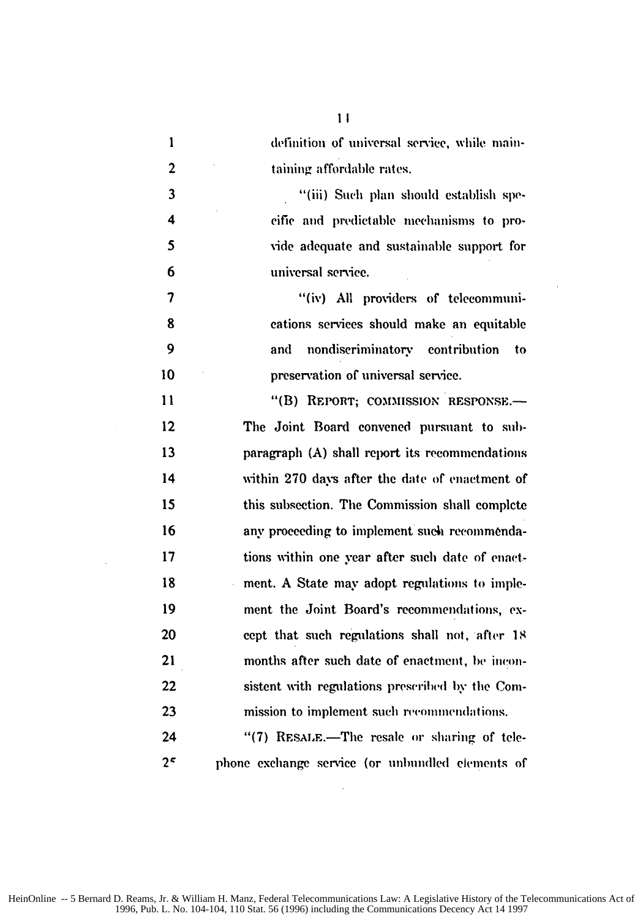definition of universal service, while maintaining affordable rates.

"(iii) Such plan should establish specific and predictable mechanisms to provide adequate and sustainable support for universal service.

"(iv) All providers of telecommunications services should make an equitable and nondiscriminatory contribution to preservation of universal service.

"(B) REPORT; COMMISSION RESPONSE.—The Joint Board convened pursuant to subparagraph (A) shall report its recommendations within 270 days after the date of enactment of this subsection. The Commission shall complete any proceeding to implement such recommendations within one year after such date of enactment. A State may adopt regulations to implement the Joint Board's recommendations, except that such regulations shall not, after 18 months after such date of enactment, be inconsistent with regulations prescribed by the Commission to implement such recommendations.

"(7) RESALE.—The resale or sharing of telephone exchange service (or unbundled elements of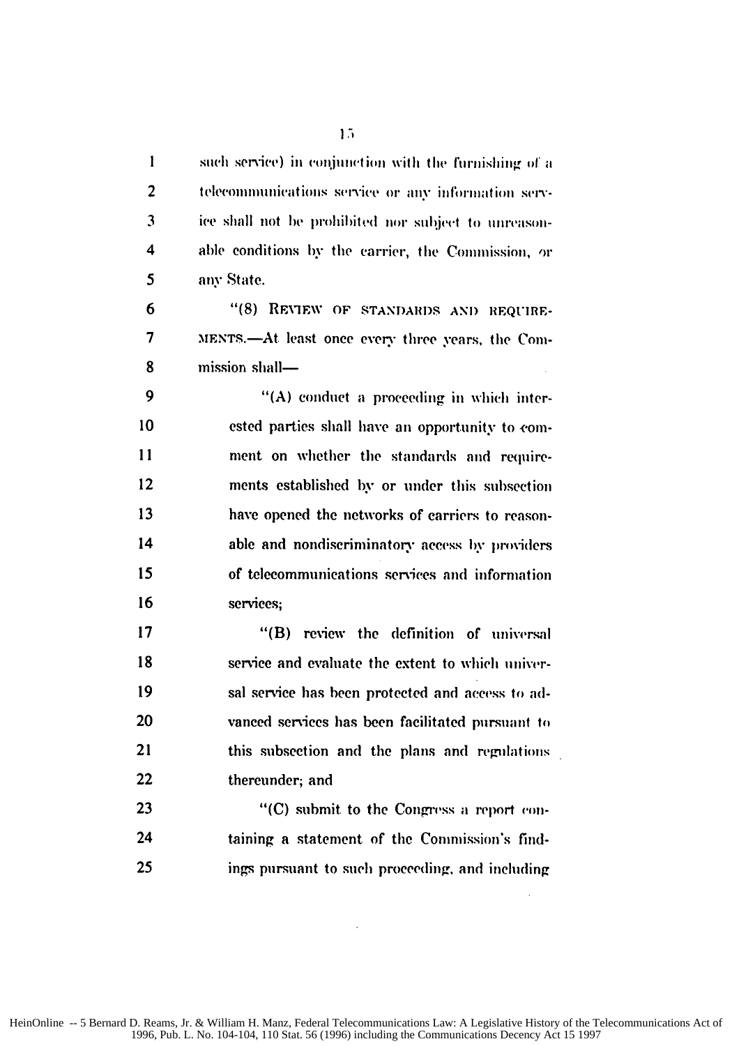such service) in conjunction with the furnishing of a telecommunications service or any information service shall not be prohibited nor subject to unreasonable conditions by the carrier, the Commission, or any State.

"(8) REVIEW OF STANDARDS AND REQUIREMENTS.—At least once every three years, the Commission shall—

"(A) conduct a proceeding in which interested parties shall have an opportunity to comment on whether the standards and requirements established by or under this subsection have opened the networks of carriers to reasonable and nondiscriminatory access by providers of telecommunications services and information services;

"(B) review the definition of universal service and evaluate the extent to which universal service has been protected and access to advanced services has been facilitated pursuant to this subsection and the plans and regulations thereunder; and

"(C) submit to the Congress a report containing a statement of the Commission's findings pursuant to such proceeding, and including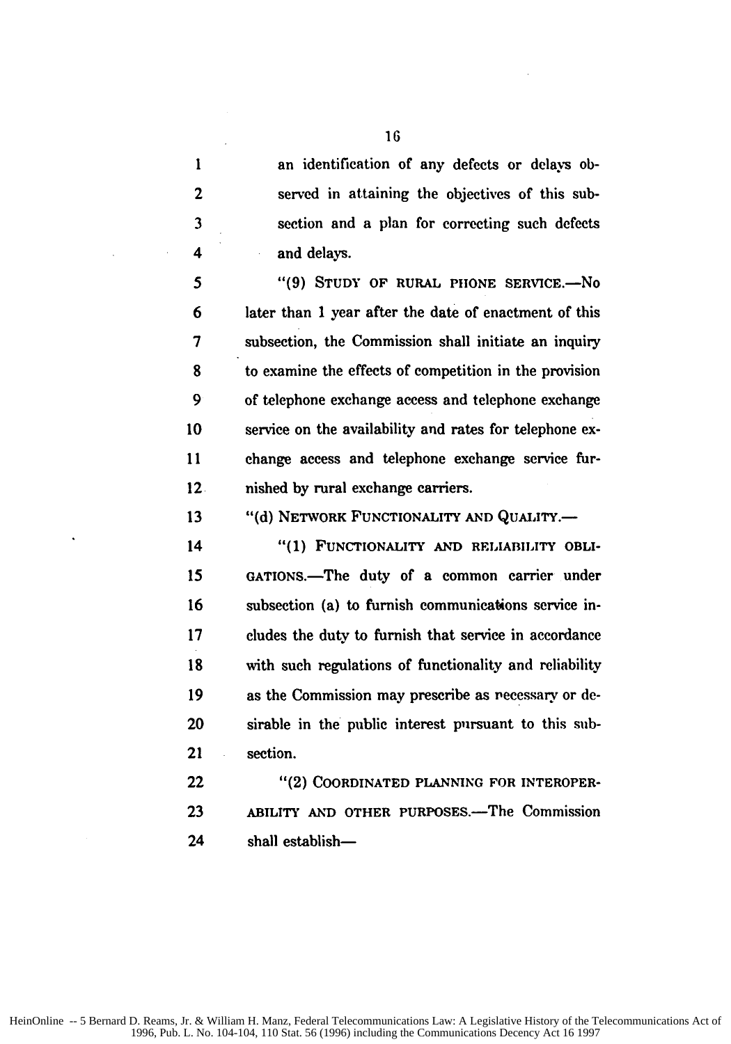an identification of any defects or delays observed in attaining the objectives of this subsection and a plan for correcting such defects and delays.

"(9) STUDY OF RURAL PHONE SERVICE.—No later than 1 year after the date of enactment of this subsection, the Commission shall initiate an inquiry to examine the effects of competition in the provision of telephone exchange access and telephone exchange service on the availability and rates for telephone exchange access and telephone exchange service furnished by rural exchange carriers.

"(d) NETWORK FUNCTIONALITY AND QUALITY.—

"(1) FUNCTIONALITY AND RELIABILITY OBLIGATIONS.—The duty of a common carrier under subsection (a) to furnish communications service includes the duty to furnish that service in accordance with such regulations of functionality and reliability as the Commission may prescribe as necessary or desirable in the public interest pursuant to this subsection.

"(2) COORDINATED PLANNING FOR INTEROPERABILITY AND OTHER PURPOSES.—The Commission shall establish—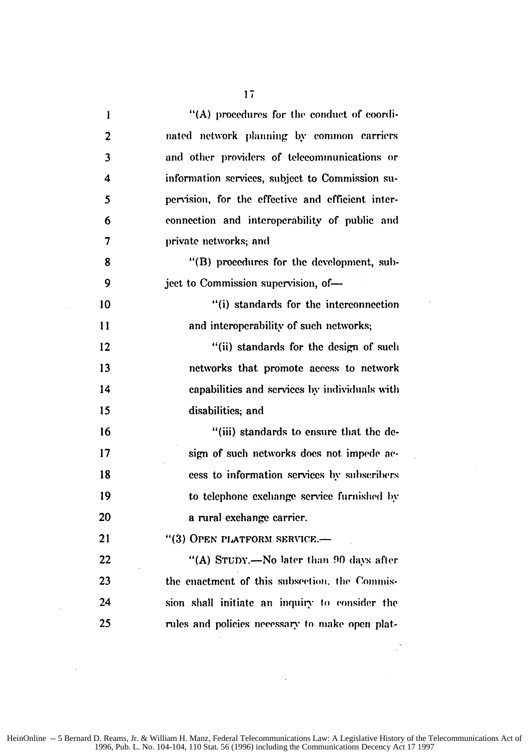"(A) procedures for the conduct of coordinated network planning by common carriers and other providers of telecommunications or information services, subject to Commission supervision, for the effective and efficient interconnection and interoperability of public and private networks; and

"(B) procedures for the development, subject to Commission supervision, of—

"(i) standards for the interconnection and interoperability of such networks;

"(ii) standards for the design of such networks that promote access to network capabilities and services by individuals with disabilities; and

"(iii) standards to ensure that the design of such networks does not impede access to information services by subscribers to telephone exchange service furnished by a rural exchange carrier.

"(3) OPEN PLATFORM SERVICE.—

"(A) STUDY.—No later than 90 days after the enactment of this subsection, the Commission shall initiate an inquiry to consider the rules and policies necessary to make open plat-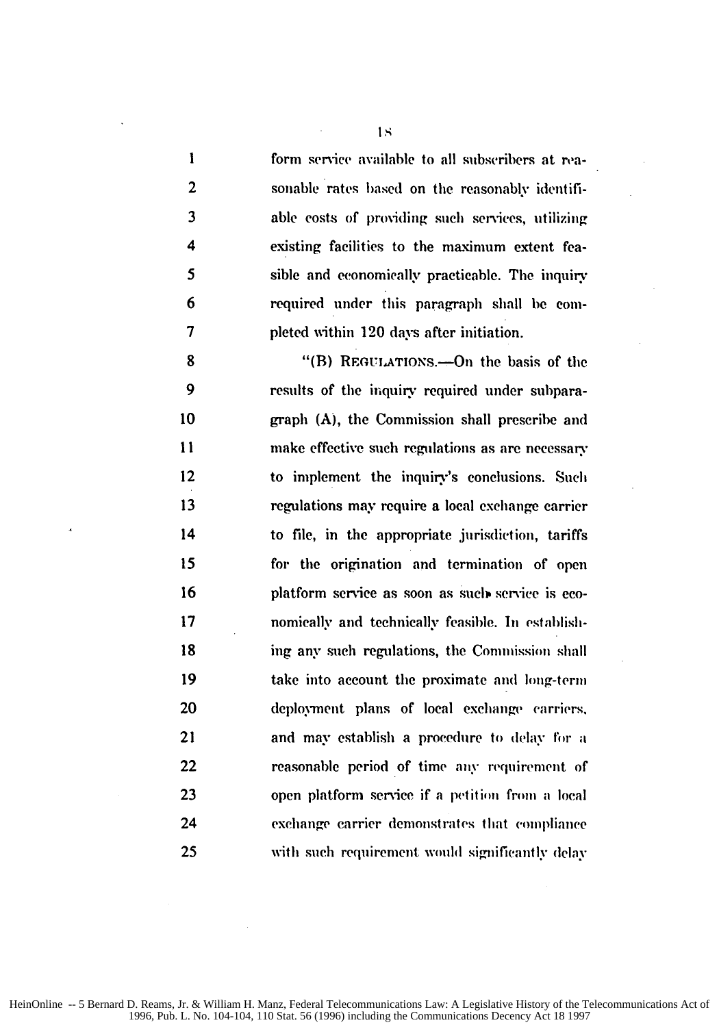form service available to all subscribers at reasonable rates based on the reasonably identifiable costs of providing such services, utilizing existing facilities to the maximum extent feasible and economically practicable. The inquiry required under this paragraph shall be completed within 120 days after initiation.

"(B) REGULATIONS.—On the basis of the results of the inquiry required under subparagraph (A), the Commission shall prescribe and make effective such regulations as are necessary to implement the inquiry's conclusions. Such regulations may require a local exchange carrier to file, in the appropriate jurisdiction, tariffs for the origination and termination of open platform service as soon as such service is economically and technically feasible. In establishing any such regulations, the Commission shall take into account the proximate and long-term deployment plans of local exchange carriers, and may establish a procedure to delay for a reasonable period of time any requirement of open platform service if a petition from a local exchange carrier demonstrates that compliance with such requirement would significantly delay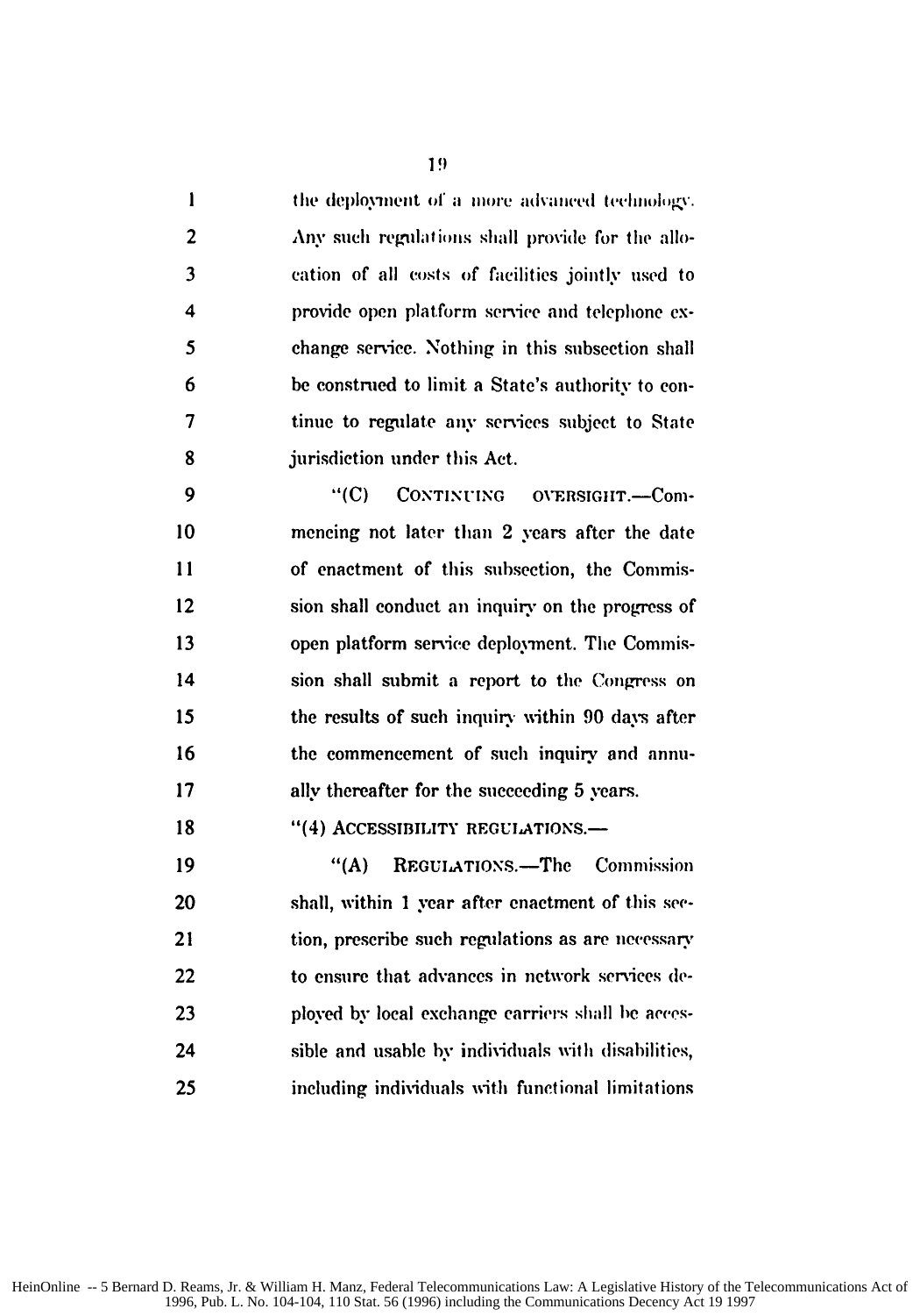the deployment of a more advanced technology. Any such regulations shall provide for the allocation of all costs of facilities jointly used to provide open platform service and telephone exchange service. Nothing in this subsection shall be construed to limit a State's authority to continue to regulate any services subject to State jurisdiction under this Act.

"(C) CONTINUING OVERSIGHT.—Commencing not later than 2 years after the date of enactment of this subsection, the Commission shall conduct an inquiry on the progress of open platform service deployment. The Commission shall submit a report to the Congress on the results of such inquiry within 90 days after the commencement of such inquiry and annually thereafter for the succeeding 5 years.

"(4) ACCESSIBILITY REGULATIONS.—

"(A) REGULATIONS.—The Commission shall, within 1 year after enactment of this section, prescribe such regulations as are necessary to ensure that advances in network services deployed by local exchange carriers shall be accessible and usable by individuals with disabilities, including individuals with functional limitations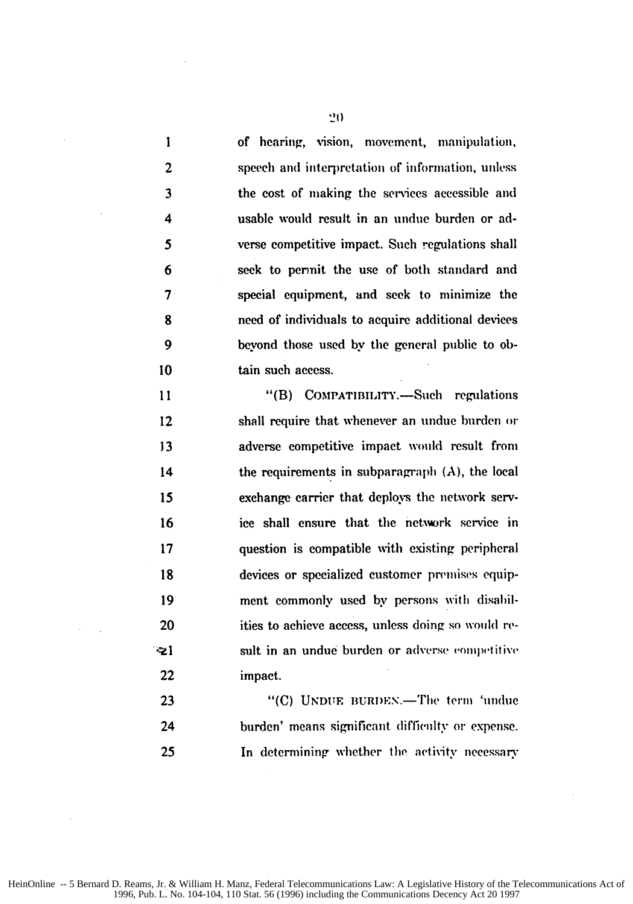of hearing, vision, movement, manipulation, speech and interpretation of information, unless the cost of making the services accessible and usable would result in an undue burden or adverse competitive impact. Such regulations shall seek to permit the use of both standard and special equipment, and seek to minimize the need of individuals to acquire additional devices beyond those used by the general public to obtain such access.

"(B) COMPATIBILITY.—Such regulations shall require that whenever an undue burden or adverse competitive impact would result from the requirements in subparagraph (A), the local exchange carrier that deploys the network service shall ensure that the network service in question is compatible with existing peripheral devices or specialized customer premises equipment commonly used by persons with disabilities to achieve access, unless doing so would result in an undue burden or adverse competitive impact.

"(C) UNDUE BURDEN.—The term 'undue burden' means significant difficulty or expense. In determining whether the activity necessary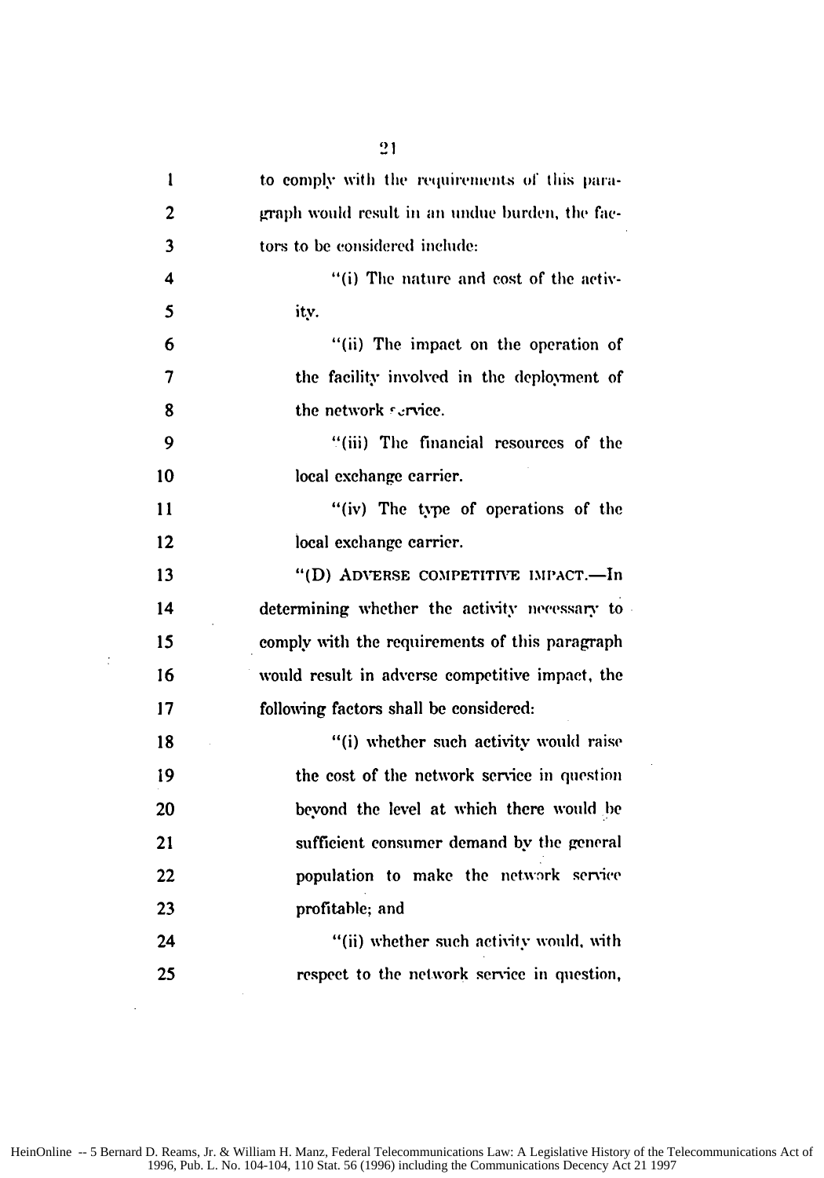to comply with the requirements of this paragraph would result in an undue burden, the factors to be considered include:

"(i) The nature and cost of the activity.

"(ii) The impact on the operation of the facility involved in the deployment of the network service.

"(iii) The financial resources of the local exchange carrier.

"(iv) The type of operations of the local exchange carrier.

"(D) ADVERSE COMPETITIVE IMPACT.—In determining whether the activity necessary to comply with the requirements of this paragraph would result in adverse competitive impact, the following factors shall be considered:

"(i) whether such activity would raise the cost of the network service in question beyond the level at which there would be sufficient consumer demand by the general population to make the network service profitable; and

"(ii) whether such activity would, with respect to the network service in question,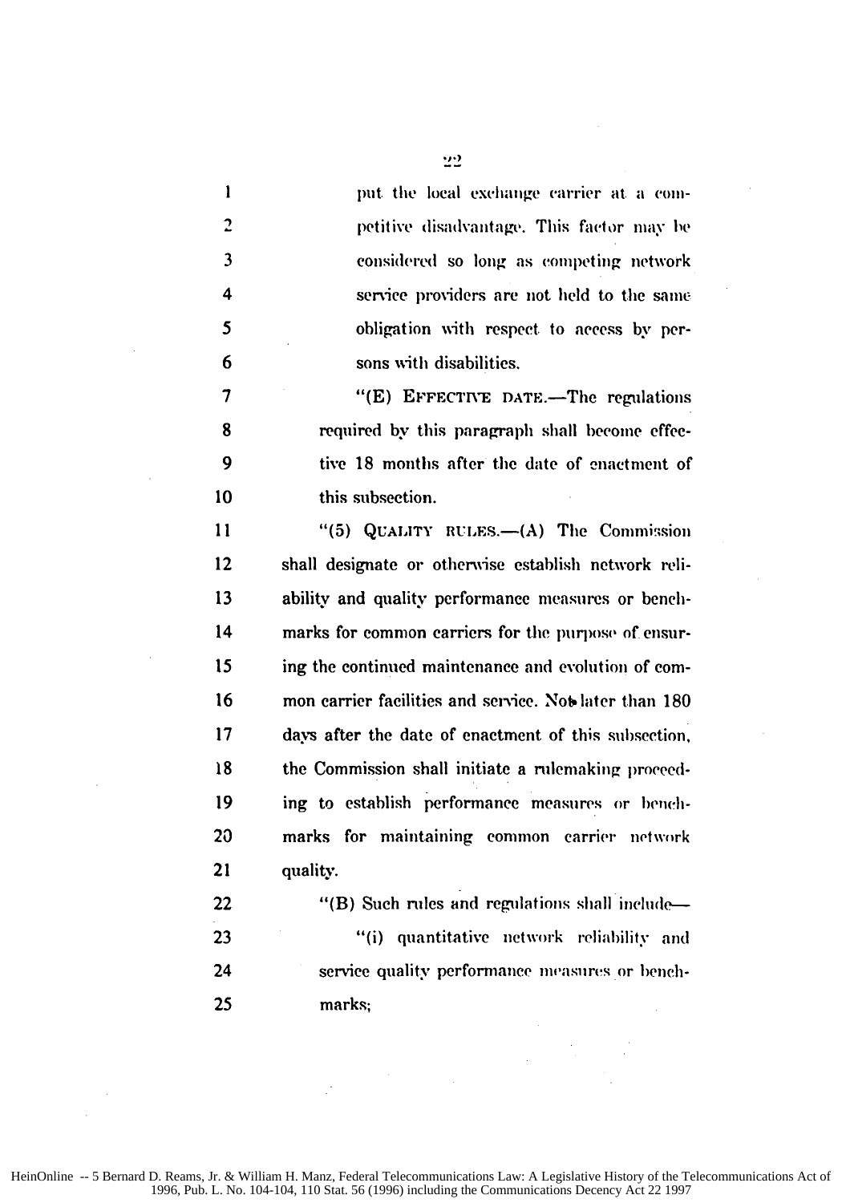put the local exchange carrier at a competitive disadvantage. This factor may be considered so long as competing network service providers are not held to the same obligation with respect to access by persons with disabilities.

"(E) EFFECTIVE DATE.—The regulations required by this paragraph shall become effective 18 months after the date of enactment of this subsection.

"(5) QUALITY RULES.—(A) The Commission shall designate or otherwise establish network reliability and quality performance measures or benchmarks for common carriers for the purpose of ensuring the continued maintenance and evolution of common carrier facilities and service. Not later than 180 days after the date of enactment of this subsection, the Commission shall initiate a rulemaking proceeding to establish performance measures or benchmarks for maintaining common carrier network quality.

"(B) Such rules and regulations shall include—

"(i) quantitative network reliability and service quality performance measures or benchmarks;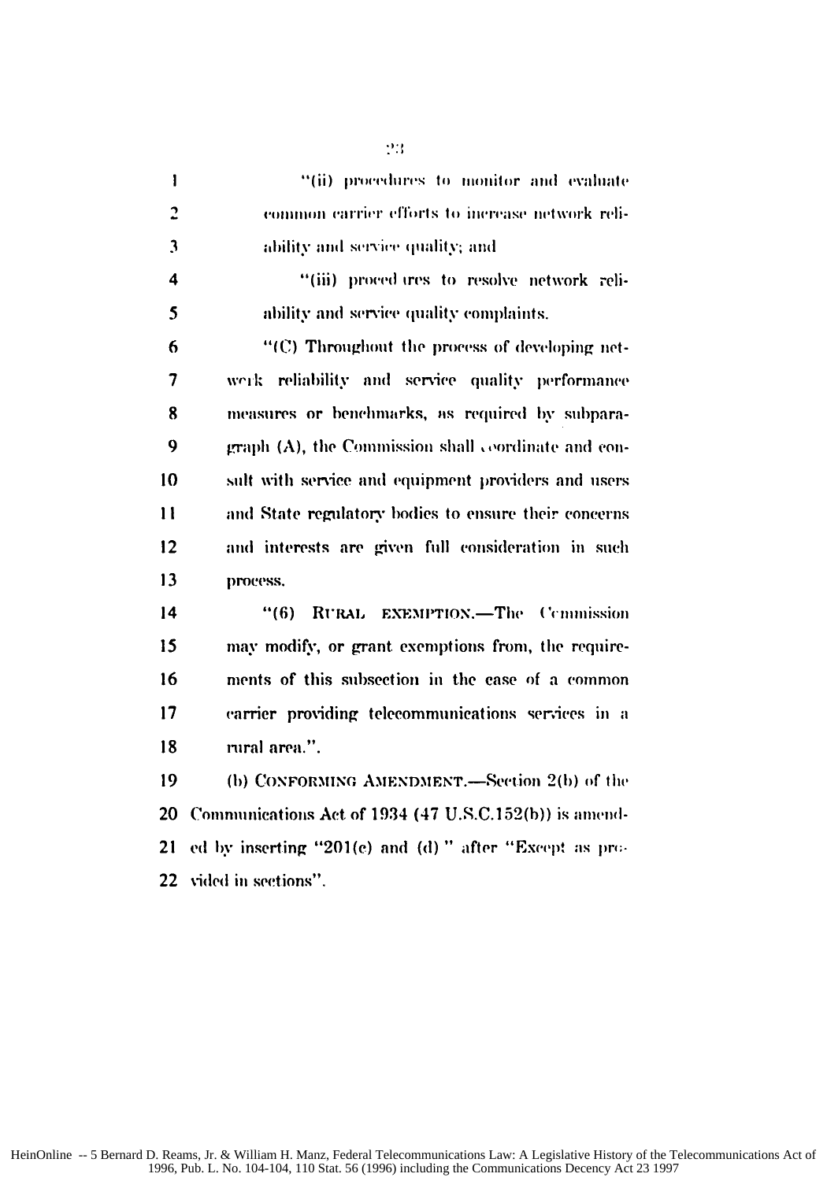"(ii) procedures to monitor and evaluate common carrier efforts to increase network reliability and service quality; and

"(iii) procedures to resolve network reliability and service quality complaints.

"(C) Throughout the process of developing network reliability and service quality performance measures or benchmarks, as required by subparagraph (A), the Commission shall coordinate and consult with service and equipment providers and users and State regulatory bodies to ensure their concerns and interests are given full consideration in such process.

"(6) RURAL EXEMPTION.—The Commission may modify, or grant exemptions from, the requirements of this subsection in the case of a common carrier providing telecommunications services in a rural area.".

(b) CONFORMING AMENDMENT.—Section 2(b) of the Communications Act of 1934 (47 U.S.C.152(b)) is amended by inserting "201(c) and (d)" after "Except as provided in sections".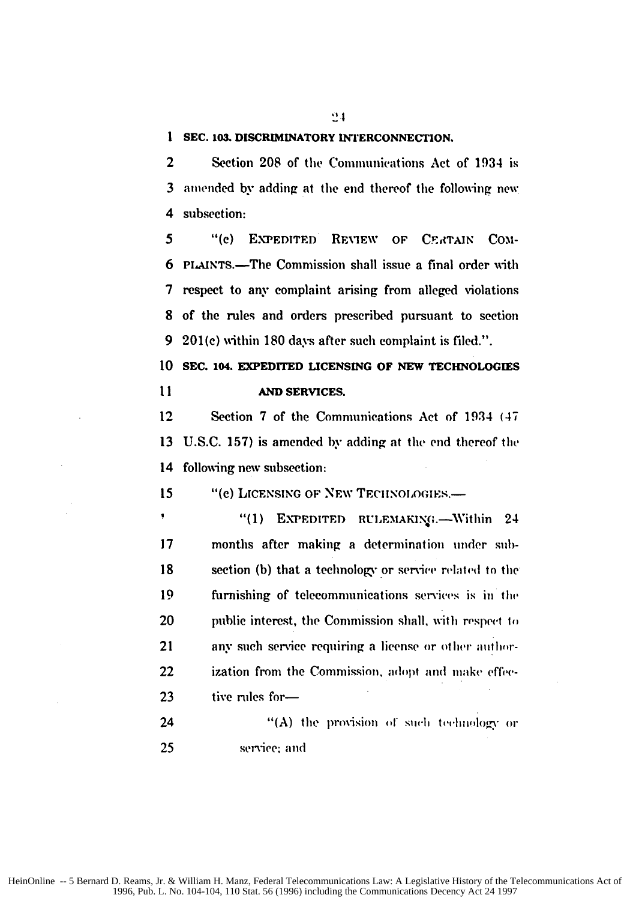## SEC. 103. DISCRIMINATORY INTERCONNECTION.

Section 208 of the Communications Act of 1934 is amended by adding at the end thereof the following new subsection:

"(c) EXPEDITED REVIEW OF CERTAIN COMPLAINTS.—The Commission shall issue a final order with respect to any complaint arising from alleged violations of the rules and orders prescribed pursuant to section 201(c) within 180 days after such complaint is filed.".

## SEC. 104. EXPEDITED LICENSING OF NEW TECHNOLOGIES AND SERVICES.

Section 7 of the Communications Act of 1934 (47 U.S.C. 157) is amended by adding at the end thereof the following new subsection:

"(c) LICENSING OF NEW TECHNOLOGIES.—

"(1) EXPEDITED RULEMAKING.—Within 24 months after making a determination under subsection (b) that a technology or service related to the furnishing of telecommunications services is in the public interest, the Commission shall, with respect to any such service requiring a license or other authorization from the Commission, adopt and make effective rules for—

"(A) the provision of such technology or service; and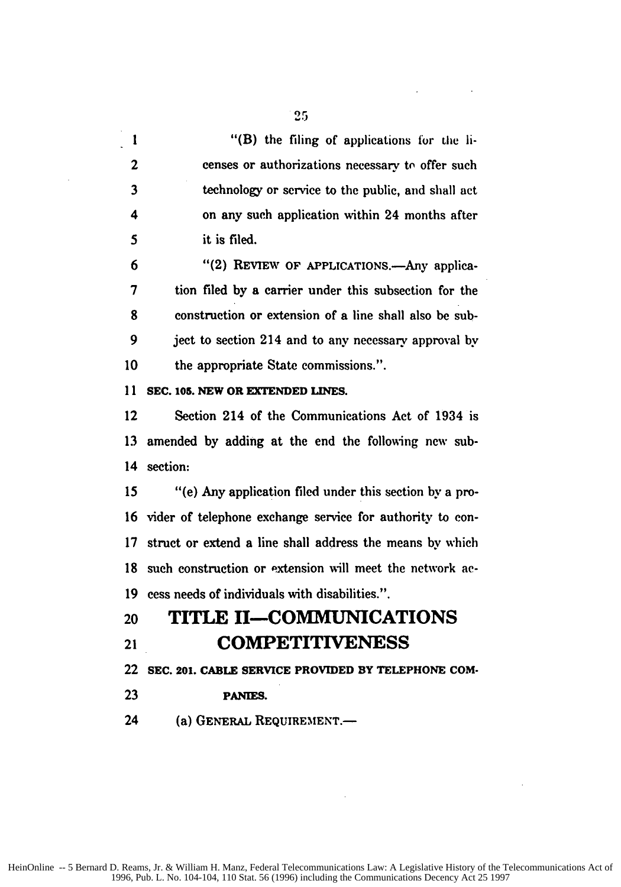"(B) the filing of applications for the licenses or authorizations necessary to offer such technology or service to the public, and shall act on any such application within 24 months after it is filed.

"(2) REVIEW OF APPLICATIONS.—Any application filed by a carrier under this subsection for the construction or extension of a line shall also be subject to section 214 and to any necessary approval by the appropriate State commissions.".

**SEC. 105. NEW OR EXTENDED LINES.**

Section 214 of the Communications Act of 1934 is amended by adding at the end the following new subsection:

"(e) Any application filed under this section by a provider of telephone exchange service for authority to construct or extend a line shall address the means by which such construction or extension will meet the network access needs of individuals with disabilities.".

# TITLE II—COMMUNICATIONS COMPETITIVENESS

**SEC. 201. CABLE SERVICE PROVIDED BY TELEPHONE COMPANIES.**

(a) GENERAL REQUIREMENT.—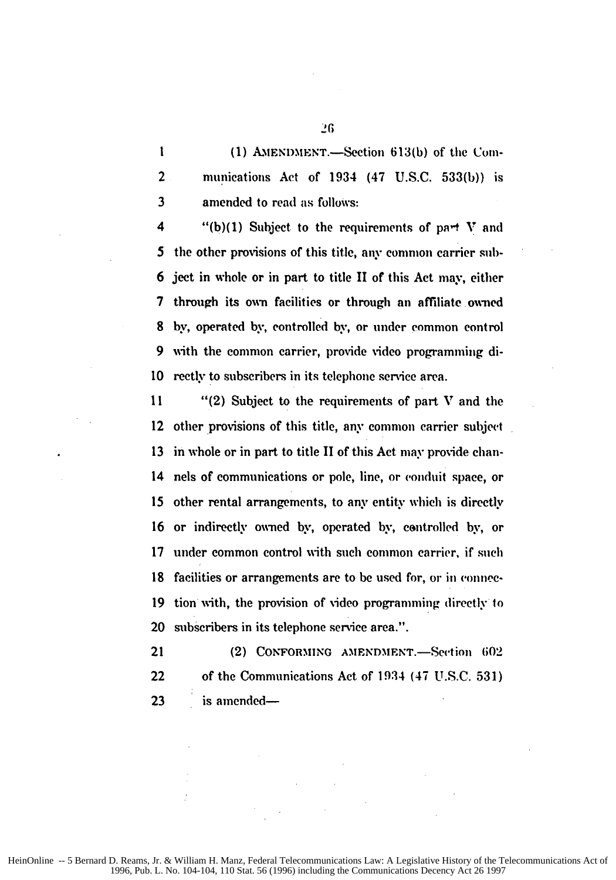(1) AMENDMENT.—Section 613(b) of the Communications Act of 1934 (47 U.S.C. 533(b)) is amended to read as follows:

"(b)(1) Subject to the requirements of part V and the other provisions of this title, any common carrier subject in whole or in part to title II of this Act may, either through its own facilities or through an affiliate owned by, operated by, controlled by, or under common control with the common carrier, provide video programming directly to subscribers in its telephone service area.

"(2) Subject to the requirements of part V and the other provisions of this title, any common carrier subject in whole or in part to title II of this Act may provide channels of communications or pole, line, or conduit space, or other rental arrangements, to any entity which is directly or indirectly owned by, operated by, controlled by, or under common control with such common carrier, if such facilities or arrangements are to be used for, or in connection with, the provision of video programming directly to subscribers in its telephone service area.".

(2) CONFORMING AMENDMENT.—Section 602 of the Communications Act of 1934 (47 U.S.C. 531) is amended—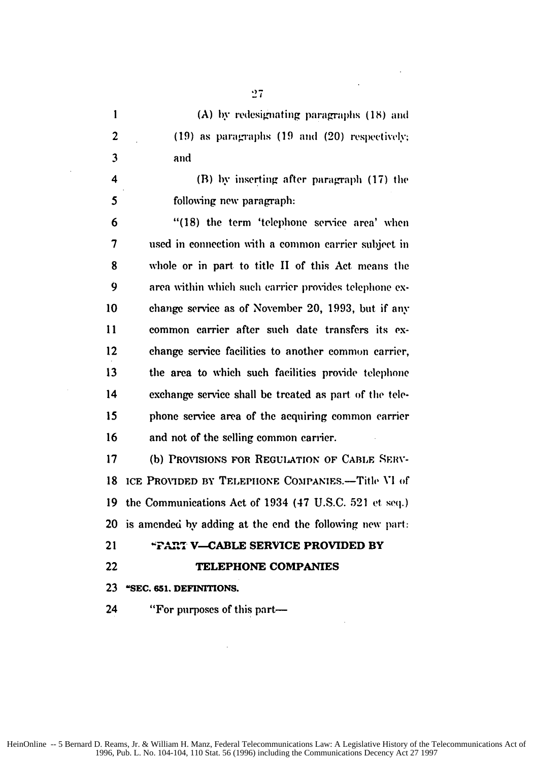(A) by redesignating paragraphs (18) and (19) as paragraphs (19 and (20) respectively; and

(B) by inserting after paragraph (17) the following new paragraph:

"(18) the term 'telephone service area' when used in connection with a common carrier subject in whole or in part to title II of this Act means the area within which such carrier provides telephone exchange service as of November 20, 1993, but if any common carrier after such date transfers its exchange service facilities to another common carrier, the area to which such facilities provide telephone exchange service shall be treated as part of the telephone service area of the acquiring common carrier and not of the selling common carrier.

(b) PROVISIONS FOR REGULATION OF CABLE SERVICE PROVIDED BY TELEPHONE COMPANIES.—Title VI of the Communications Act of 1934 (47 U.S.C. 521 et seq.) is amended by adding at the end the following new part:

## "PART V—CABLE SERVICE PROVIDED BY TELEPHONE COMPANIES

### "SEC. 651. DEFINITIONS.

"For purposes of this part—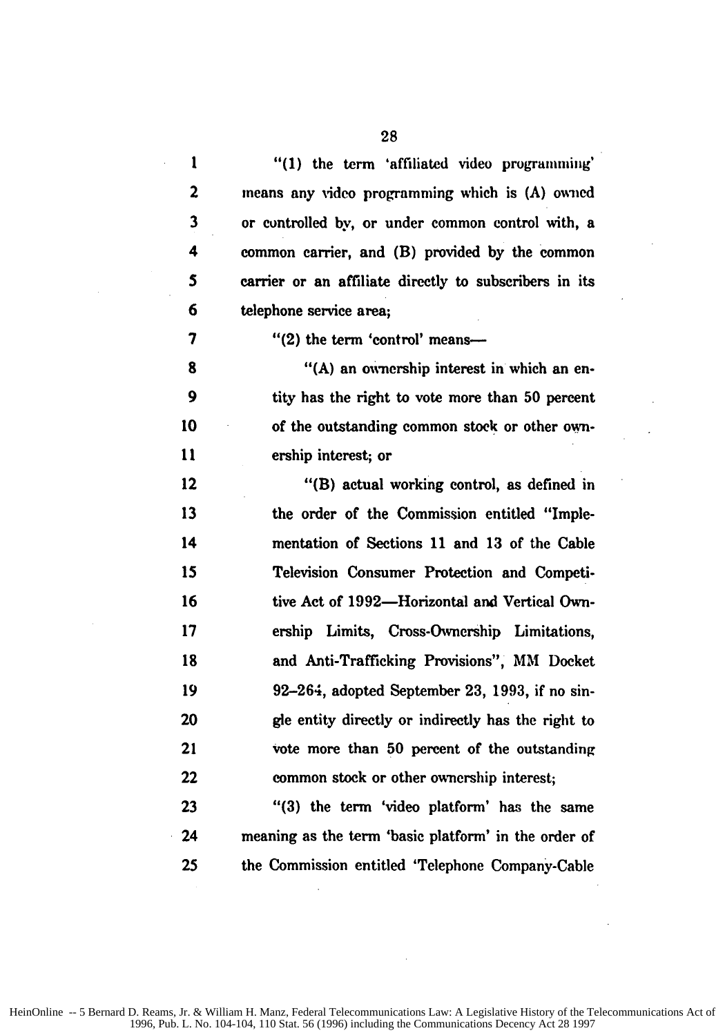"(1) the term 'affiliated video programming' means any video programming which is (A) owned or controlled by, or under common control with, a common carrier, and (B) provided by the common carrier or an affiliate directly to subscribers in its telephone service area;

"(2) the term 'control' means—

"(A) an ownership interest in which an entity has the right to vote more than 50 percent of the outstanding common stock or other ownership interest; or

"(B) actual working control, as defined in the order of the Commission entitled "Implementation of Sections 11 and 13 of the Cable Television Consumer Protection and Competitive Act of 1992—Horizontal and Vertical Ownership Limits, Cross-Ownership Limitations, and Anti-Trafficking Provisions", MM Docket 92–264, adopted September 23, 1993, if no single entity directly or indirectly has the right to vote more than 50 percent of the outstanding common stock or other ownership interest;

"(3) the term 'video platform' has the same meaning as the term 'basic platform' in the order of the Commission entitled 'Telephone Company-Cable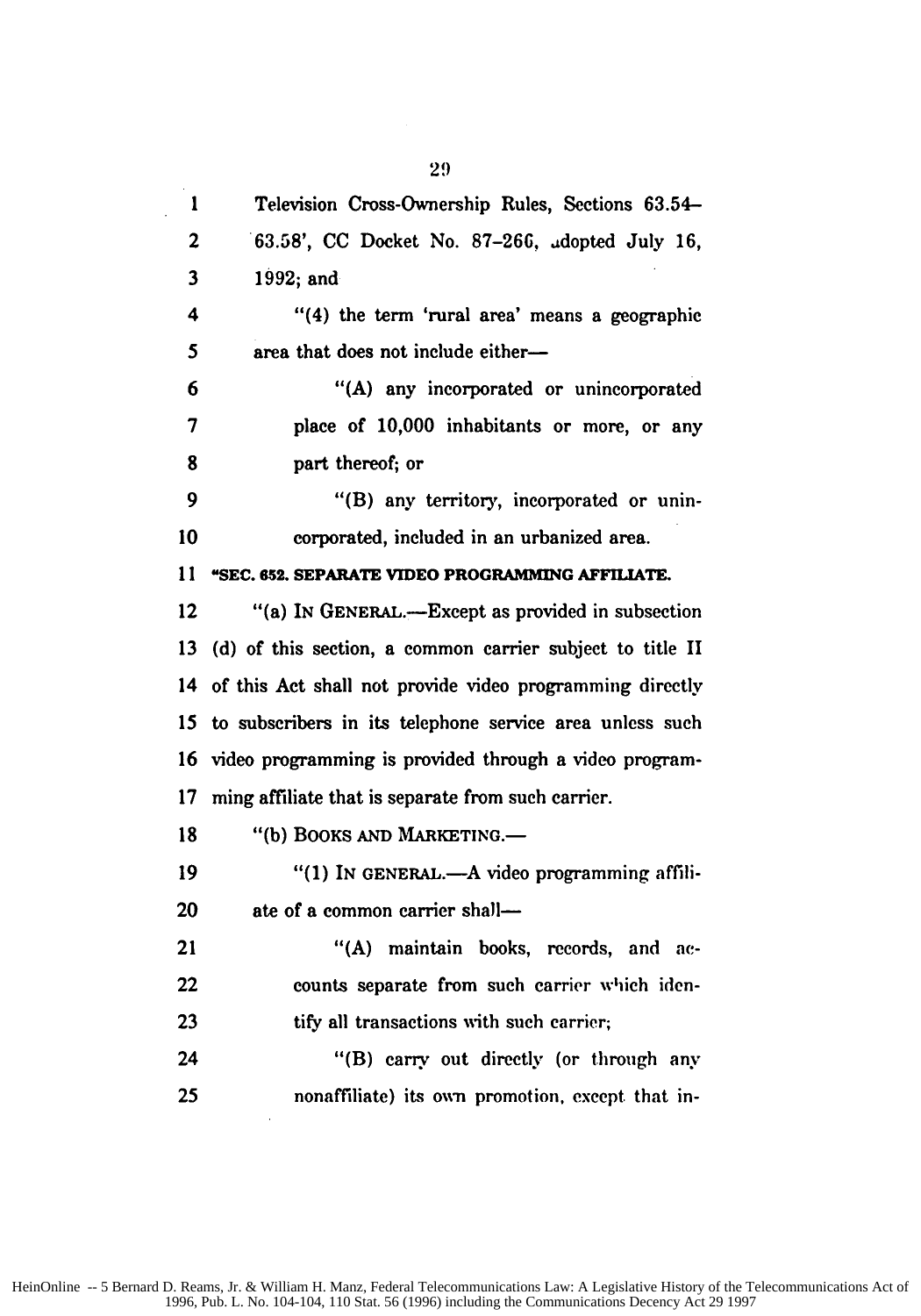Television Cross-Ownership Rules, Sections 63.54–63.58', CC Docket No. 87-266, adopted July 16, 1992; and

"(4) the term 'rural area' means a geographic area that does not include either—

"(A) any incorporated or unincorporated place of 10,000 inhabitants or more, or any part thereof; or

"(B) any territory, incorporated or unincorporated, included in an urbanized area.

**"SEC. 652. SEPARATE VIDEO PROGRAMMING AFFILIATE.**

"(a) IN GENERAL.—Except as provided in subsection (d) of this section, a common carrier subject to title II of this Act shall not provide video programming directly to subscribers in its telephone service area unless such video programming is provided through a video programming affiliate that is separate from such carrier.

"(b) BOOKS AND MARKETING.—

"(1) IN GENERAL.—A video programming affiliate of a common carrier shall—

"(A) maintain books, records, and accounts separate from such carrier which identify all transactions with such carrier;

"(B) carry out directly (or through any nonaffiliate) its own promotion, except that in-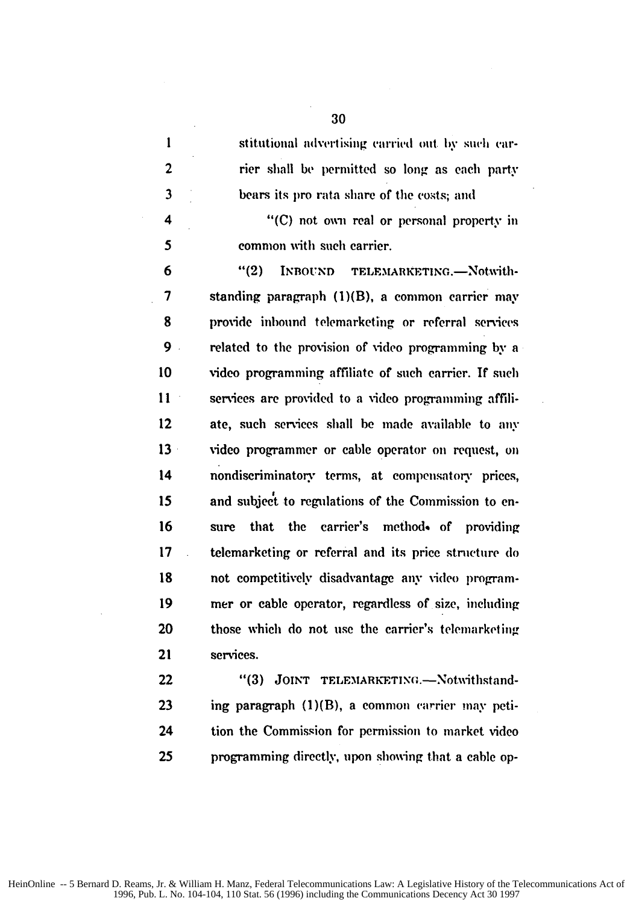stitutional advertising carried out by such carrier shall be permitted so long as each party bears its pro rata share of the costs; and

"(C) not own real or personal property in common with such carrier.

"(2) INBOUND TELEMARKETING.—Notwithstanding paragraph (1)(B), a common carrier may provide inbound telemarketing or referral services related to the provision of video programming by a video programming affiliate of such carrier. If such services are provided to a video programming affiliate, such services shall be made available to any video programmer or cable operator on request, on nondiscriminatory terms, at compensatory prices, and subject to regulations of the Commission to ensure that the carrier's methods of providing telemarketing or referral and its price structure do not competitively disadvantage any video programmer or cable operator, regardless of size, including those which do not use the carrier's telemarketing services.

"(3) JOINT TELEMARKETING.—Notwithstanding paragraph (1)(B), a common carrier may petition the Commission for permission to market video programming directly, upon showing that a cable op-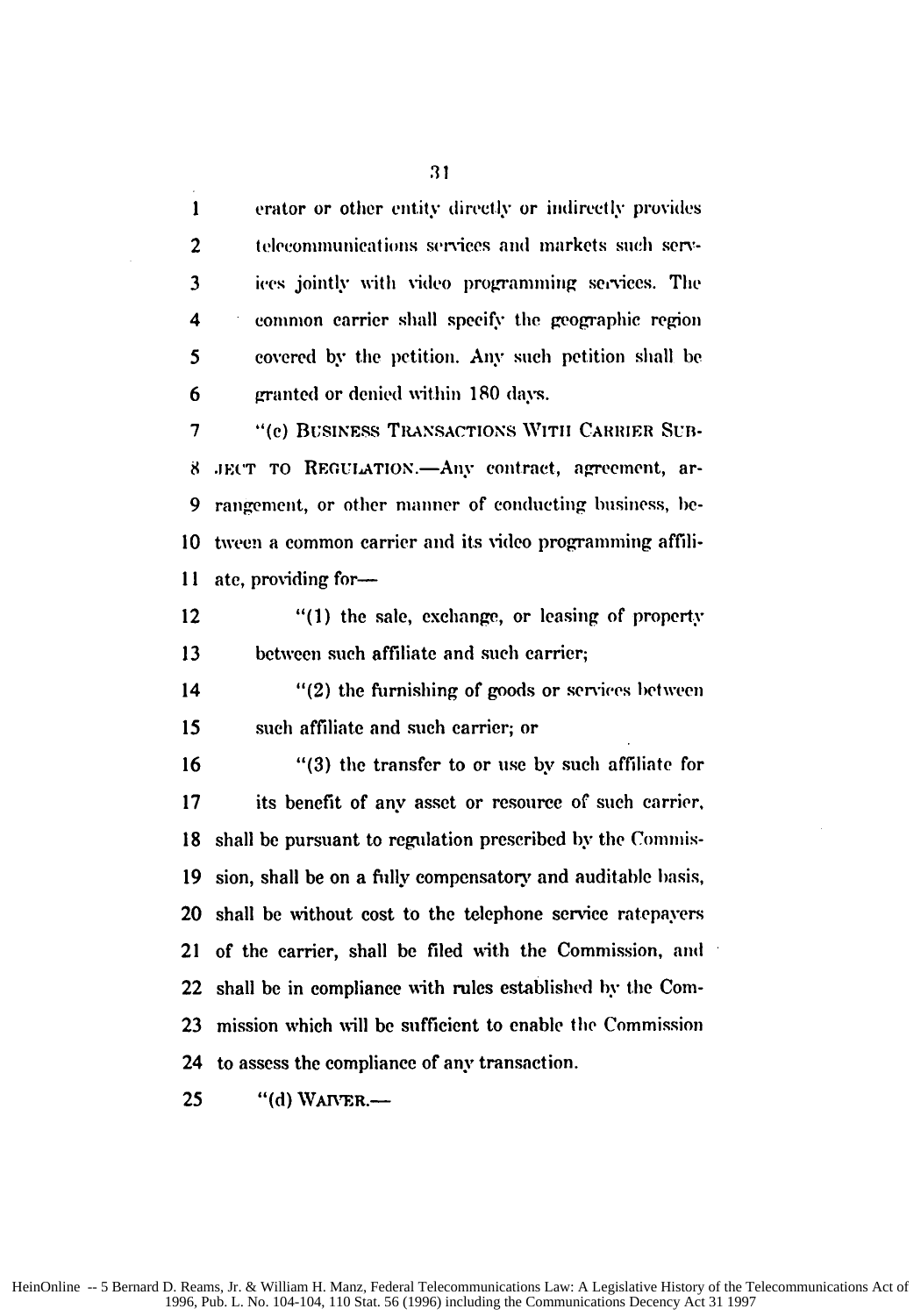erator or other entity directly or indirectly provides telecommunications services and markets such services jointly with video programming services. The common carrier shall specify the geographic region covered by the petition. Any such petition shall be granted or denied within 180 days.

"(c) BUSINESS TRANSACTIONS WITH CARRIER SUBJECT TO REGULATION.—Any contract, agreement, arrangement, or other manner of conducting business, between a common carrier and its video programming affiliate, providing for—

"(1) the sale, exchange, or leasing of property between such affiliate and such carrier;

"(2) the furnishing of goods or services between such affiliate and such carrier; or

"(3) the transfer to or use by such affiliate for its benefit of any asset or resource of such carrier,

shall be pursuant to regulation prescribed by the Commission, shall be on a fully compensatory and auditable basis, shall be without cost to the telephone service ratepayers of the carrier, shall be filed with the Commission, and shall be in compliance with rules established by the Commission which will be sufficient to enable the Commission to assess the compliance of any transaction.

"(d) WAIVER.—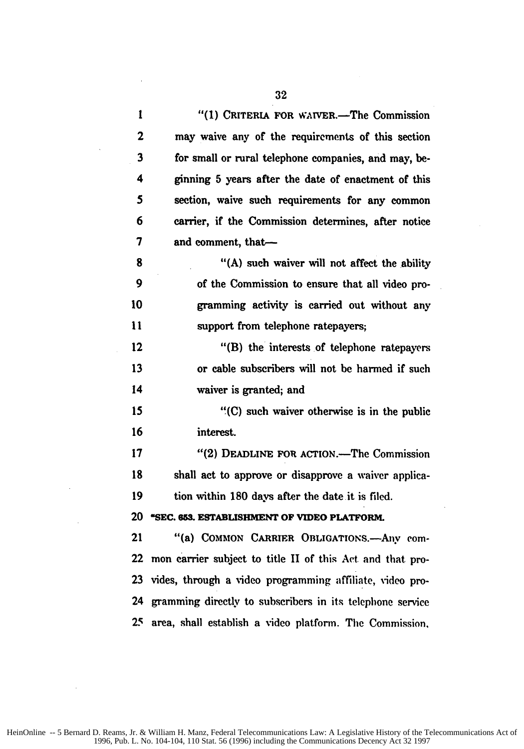"(1) CRITERIA FOR WAIVER.—The Commission may waive any of the requirements of this section for small or rural telephone companies, and may, beginning 5 years after the date of enactment of this section, waive such requirements for any common carrier, if the Commission determines, after notice and comment, that—

"(A) such waiver will not affect the ability of the Commission to ensure that all video programming activity is carried out without any support from telephone ratepayers;

"(B) the interests of telephone ratepayers or cable subscribers will not be harmed if such waiver is granted; and

"(C) such waiver otherwise is in the public interest.

"(2) DEADLINE FOR ACTION.—The Commission shall act to approve or disapprove a waiver application within 180 days after the date it is filed.

**"SEC. 653. ESTABLISHMENT OF VIDEO PLATFORM.**

"(a) COMMON CARRIER OBLIGATIONS.—Any common carrier subject to title II of this Act and that provides, through a video programming affiliate, video programming directly to subscribers in its telephone service area, shall establish a video platform. The Commission,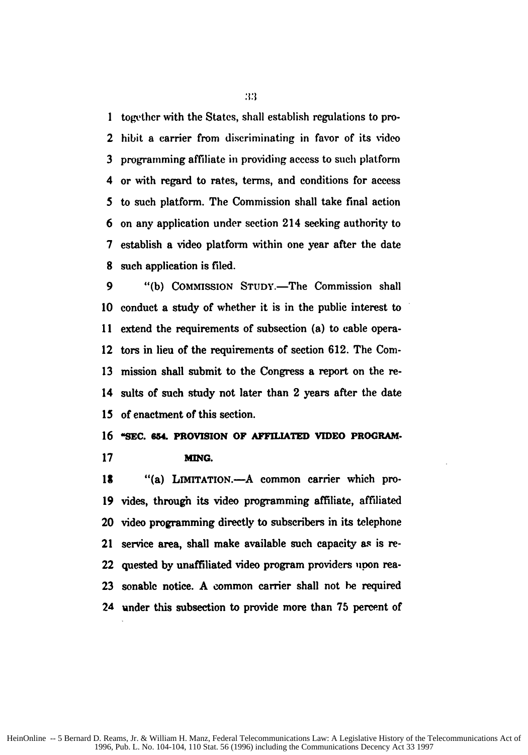together with the States, shall establish regulations to prohibit a carrier from discriminating in favor of its video programming affiliate in providing access to such platform or with regard to rates, terms, and conditions for access to such platform. The Commission shall take final action on any application under section 214 seeking authority to establish a video platform within one year after the date such application is filed.

"(b) COMMISSION STUDY.—The Commission shall conduct a study of whether it is in the public interest to extend the requirements of subsection (a) to cable operators in lieu of the requirements of section 612. The Commission shall submit to the Congress a report on the results of such study not later than 2 years after the date of enactment of this section.

**"SEC. 654. PROVISION OF AFFILIATED VIDEO PROGRAMMING.**

"(a) LIMITATION.—A common carrier which provides, through its video programming affiliate, affiliated video programming directly to subscribers in its telephone service area, shall make available such capacity as is requested by unaffiliated video program providers upon reasonable notice. A common carrier shall not be required under this subsection to provide more than 75 percent of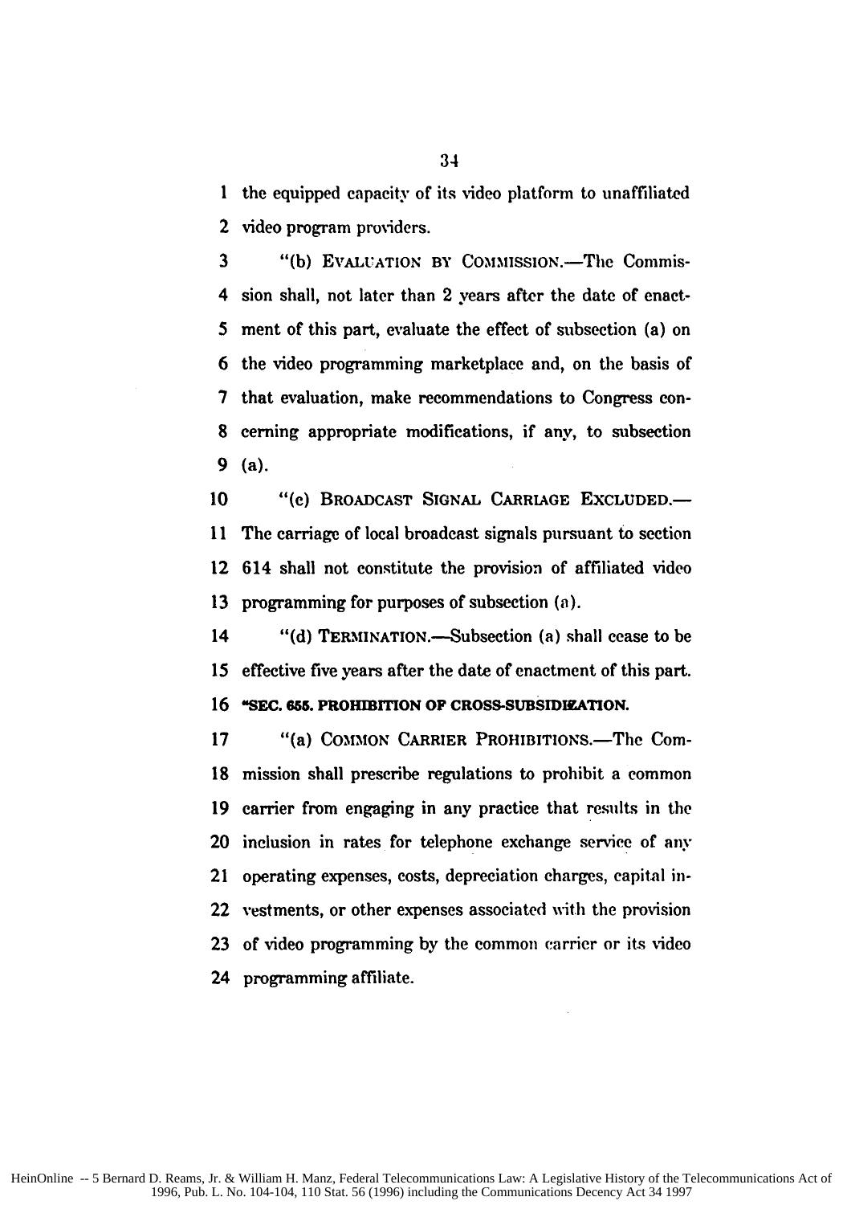the equipped capacity of its video platform to unaffiliated video program providers.

"(b) EVALUATION BY COMMISSION.—The Commission shall, not later than 2 years after the date of enactment of this part, evaluate the effect of subsection (a) on the video programming marketplace and, on the basis of that evaluation, make recommendations to Congress concerning appropriate modifications, if any, to subsection (a).

"(c) BROADCAST SIGNAL CARRIAGE EXCLUDED.—The carriage of local broadcast signals pursuant to section 614 shall not constitute the provision of affiliated video programming for purposes of subsection (a).

"(d) TERMINATION.—Subsection (a) shall cease to be effective five years after the date of enactment of this part.

**"SEC. 655. PROHIBITION OF CROSS-SUBSIDIZATION.**

"(a) COMMON CARRIER PROHIBITIONS.—The Commission shall prescribe regulations to prohibit a common carrier from engaging in any practice that results in the inclusion in rates for telephone exchange service of any operating expenses, costs, depreciation charges, capital investments, or other expenses associated with the provision of video programming by the common carrier or its video programming affiliate.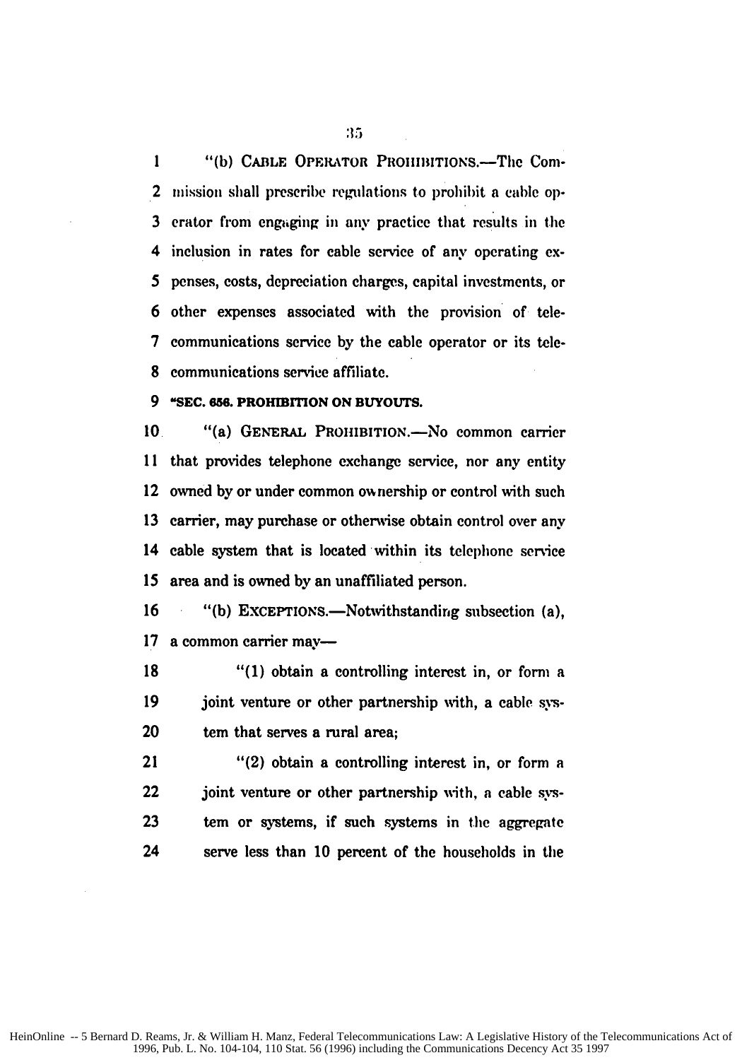"(b) CABLE OPERATOR PROHIBITIONS.—The Commission shall prescribe regulations to prohibit a cable operator from engaging in any practice that results in the inclusion in rates for cable service of any operating expenses, costs, depreciation charges, capital investments, or other expenses associated with the provision of telecommunications service by the cable operator or its telecommunications service affiliate.

**"SEC. 656. PROHIBITION ON BUYOUTS.**

"(a) GENERAL PROHIBITION.—No common carrier that provides telephone exchange service, nor any entity owned by or under common ownership or control with such carrier, may purchase or otherwise obtain control over any cable system that is located within its telephone service area and is owned by an unaffiliated person.

"(b) EXCEPTIONS.—Notwithstanding subsection (a), a common carrier may—

"(1) obtain a controlling interest in, or form a joint venture or other partnership with, a cable system that serves a rural area;

"(2) obtain a controlling interest in, or form a joint venture or other partnership with, a cable system or systems, if such systems in the aggregate serve less than 10 percent of the households in the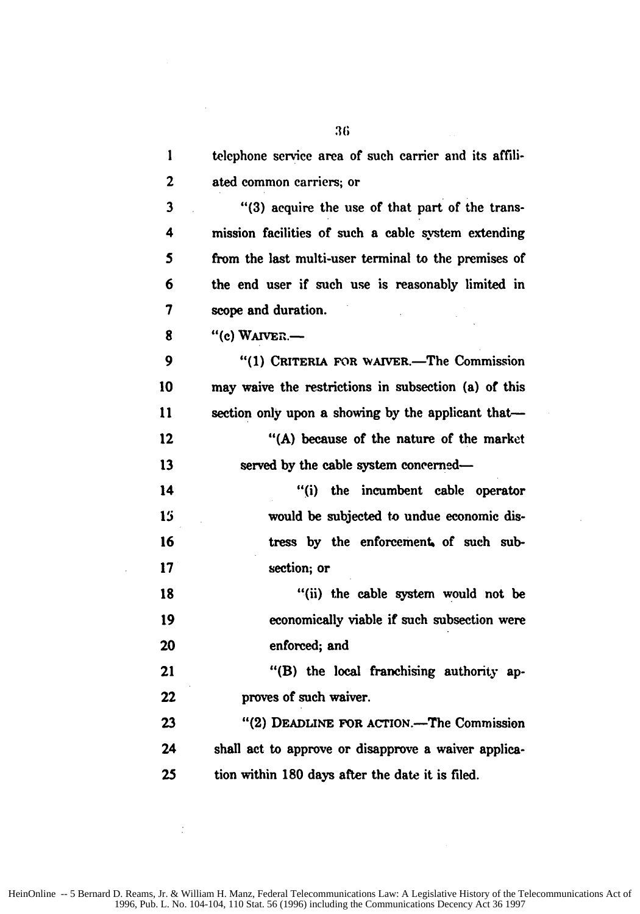telephone service area of such carrier and its affiliated common carriers; or

"(3) acquire the use of that part of the transmission facilities of such a cable system extending from the last multi-user terminal to the premises of the end user if such use is reasonably limited in scope and duration.

"(c) WAIVER.—

"(1) CRITERIA FOR WAIVER.—The Commission may waive the restrictions in subsection (a) of this section only upon a showing by the applicant that—

"(A) because of the nature of the market served by the cable system concerned—

"(i) the incumbent cable operator would be subjected to undue economic distress by the enforcement of such subsection; or

"(ii) the cable system would not be economically viable if such subsection were enforced; and

"(B) the local franchising authority approves of such waiver.

"(2) DEADLINE FOR ACTION.—The Commission shall act to approve or disapprove a waiver application within 180 days after the date it is filed.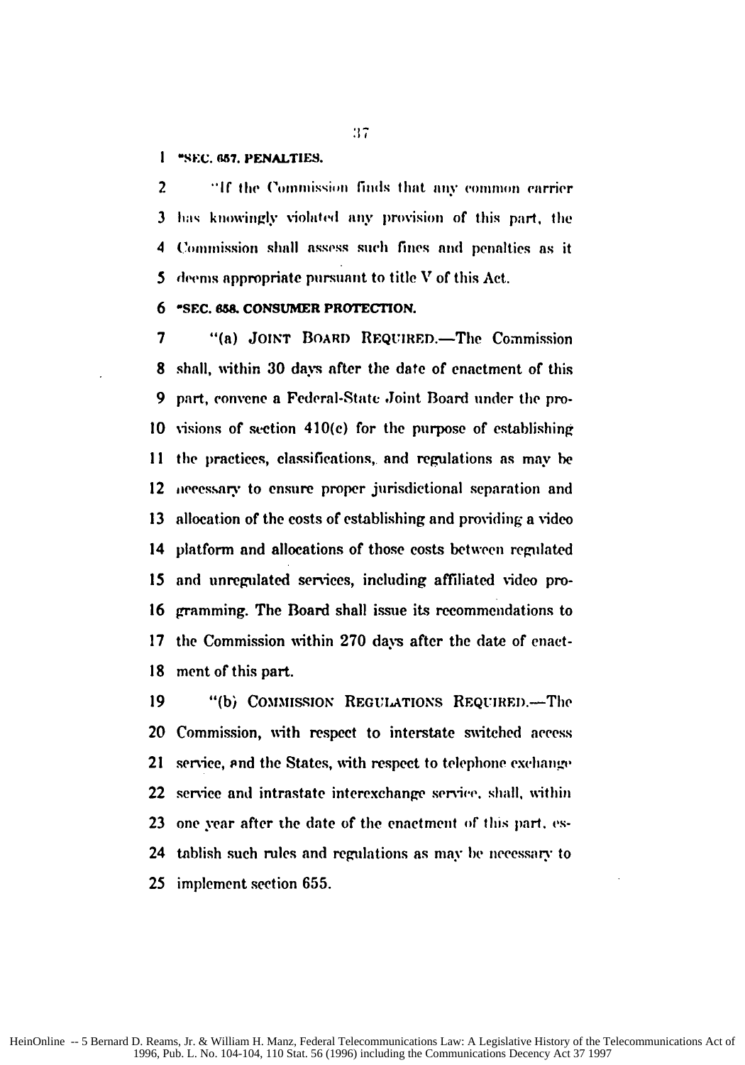"SEC. 657. PENALTIES.

"If the Commission finds that any common carrier has knowingly violated any provision of this part, the Commission shall assess such fines and penalties as it deems appropriate pursuant to title V of this Act.

"SEC. 658. CONSUMER PROTECTION.

"(a) JOINT BOARD REQUIRED.—The Commission shall, within 30 days after the date of enactment of this part, convene a Federal-State Joint Board under the provisions of section 410(c) for the purpose of establishing the practices, classifications, and regulations as may be necessary to ensure proper jurisdictional separation and allocation of the costs of establishing and providing a video platform and allocations of those costs between regulated and unregulated services, including affiliated video programming. The Board shall issue its recommendations to the Commission within 270 days after the date of enactment of this part.

"(b) COMMISSION REGULATIONS REQUIRED.—The Commission, with respect to interstate switched access service, and the States, with respect to telephone exchange service and intrastate interexchange service, shall, within one year after the date of the enactment of this part, establish such rules and regulations as may be necessary to implement section 655.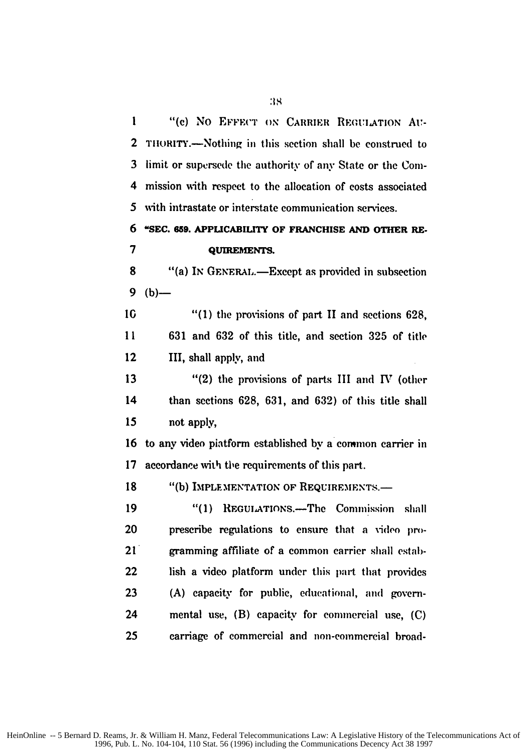"(c) NO EFFECT ON CARRIER REGULATION AUTHORITY.—Nothing in this section shall be construed to limit or supersede the authority of any State or the Commission with respect to the allocation of costs associated with intrastate or interstate communication services.

**"SEC. 659. APPLICABILITY OF FRANCHISE AND OTHER REQUIREMENTS.**

"(a) IN GENERAL.—Except as provided in subsection (b)—

"(1) the provisions of part II and sections 628, 631 and 632 of this title, and section 325 of title III, shall apply, and

"(2) the provisions of parts III and IV (other than sections 628, 631, and 632) of this title shall not apply,

to any video platform established by a common carrier in accordance with the requirements of this part.

"(b) IMPLEMENTATION OF REQUIREMENTS.—

"(1) REGULATIONS.—The Commission shall prescribe regulations to ensure that a video programming affiliate of a common carrier shall establish a video platform under this part that provides (A) capacity for public, educational, and governmental use, (B) capacity for commercial use, (C) carriage of commercial and non-commercial broad-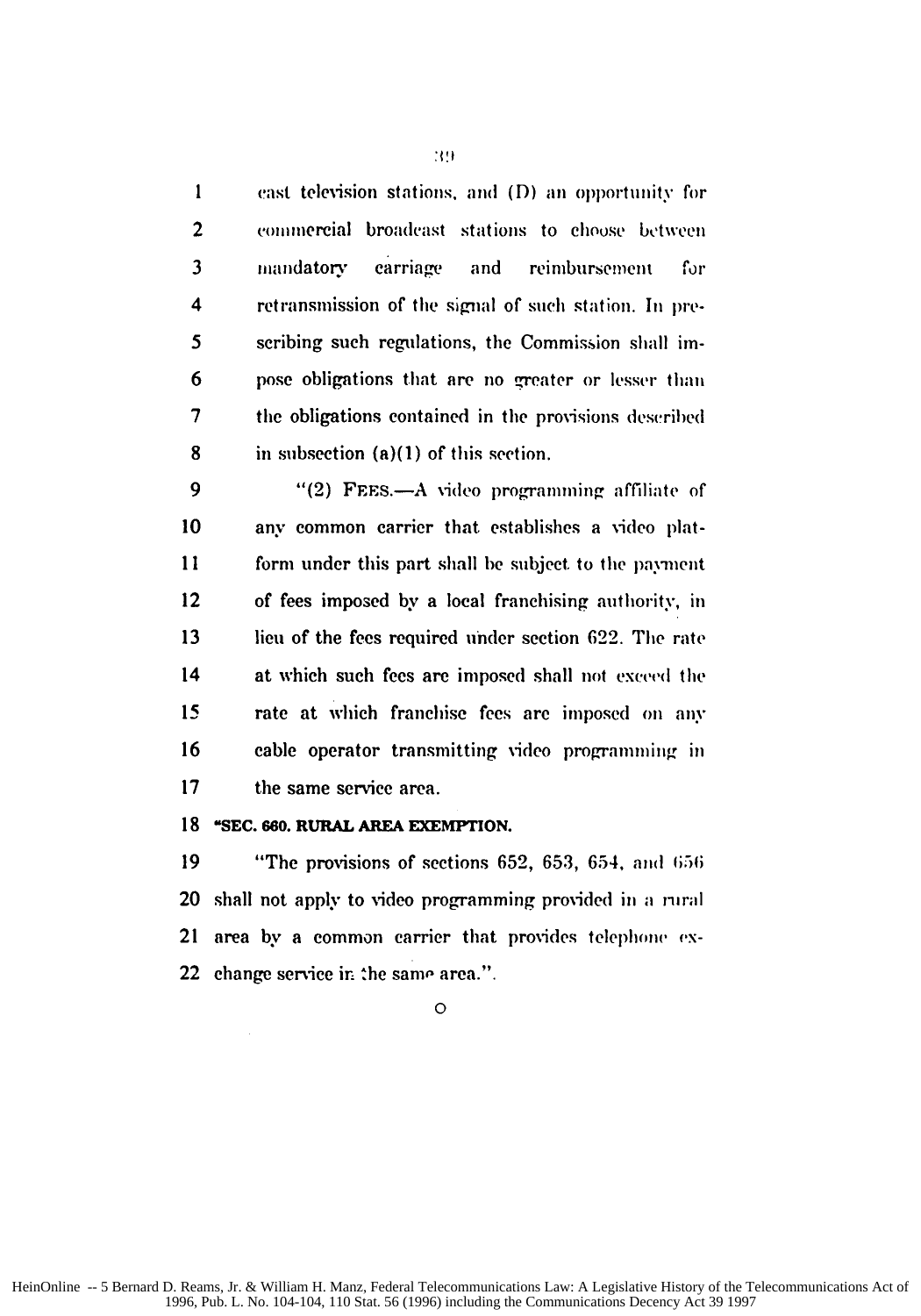cast television stations, and (D) an opportunity for commercial broadcast stations to choose between mandatory carriage and reimbursement for retransmission of the signal of such station. In prescribing such regulations, the Commission shall impose obligations that are no greater or lesser than the obligations contained in the provisions described in subsection (a)(1) of this section.

"(2) FEES.—A video programming affiliate of any common carrier that establishes a video platform under this part shall be subject to the payment of fees imposed by a local franchising authority, in lieu of the fees required under section 622. The rate at which such fees are imposed shall not exceed the rate at which franchise fees are imposed on any cable operator transmitting video programming in the same service area.

**"SEC. 660. RURAL AREA EXEMPTION.**

"The provisions of sections 652, 653, 654, and 656 shall not apply to video programming provided in a rural area by a common carrier that provides telephone exchange service in the same area.".

O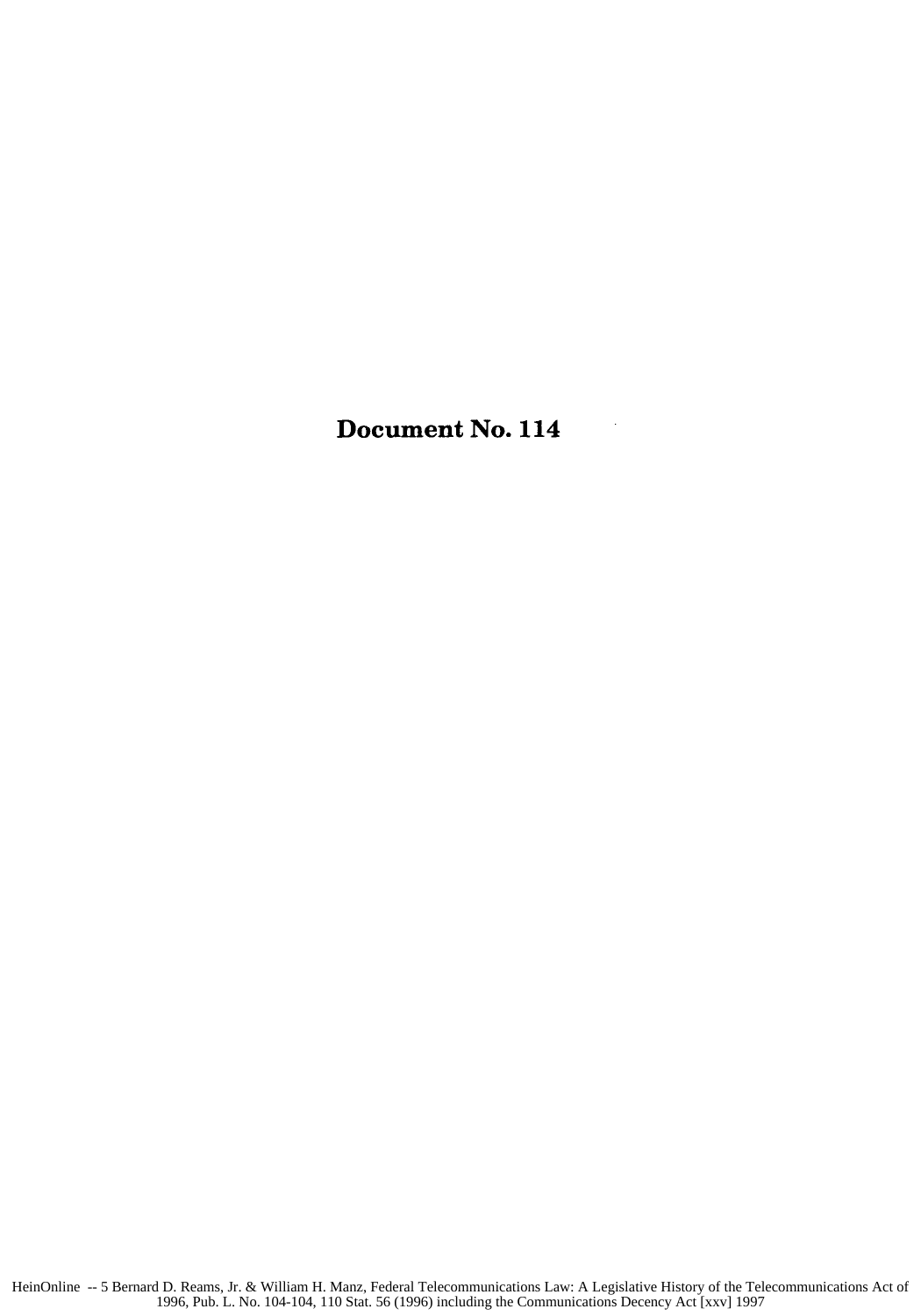# Document No. 114